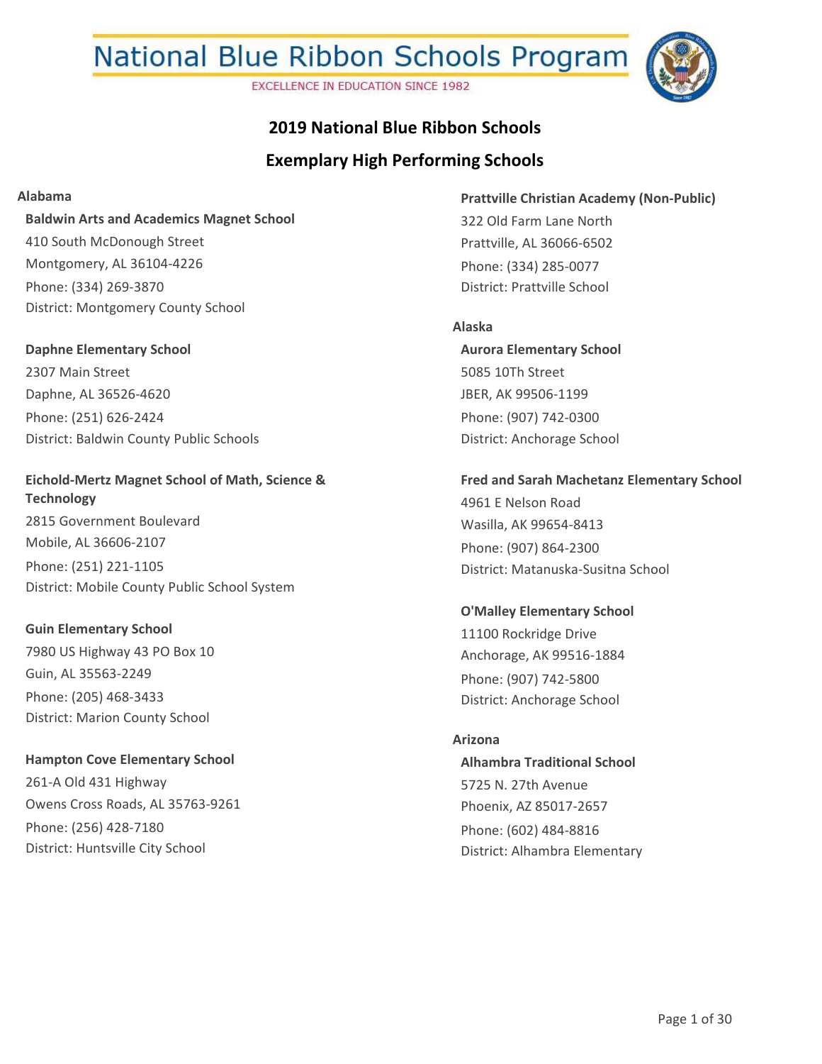# National Blue Ribbon Schools Program

EXCELLENCE IN EDUCATION SINCE 1982

## 2019 National Blue Ribbon Schools

## Exemplary High Performing Schools

### Alabama

**Baldwin Arts and Academics Magnet School**
410 South McDonough Street
Montgomery, AL 36104-4226
Phone: (334) 269-3870
District: Montgomery County School

**Daphne Elementary School**
2307 Main Street
Daphne, AL 36526-4620
Phone: (251) 626-2424
District: Baldwin County Public Schools

**Eichold-Mertz Magnet School of Math, Science & Technology**
2815 Government Boulevard
Mobile, AL 36606-2107
Phone: (251) 221-1105
District: Mobile County Public School System

**Guin Elementary School**
7980 US Highway 43 PO Box 10
Guin, AL 35563-2249
Phone: (205) 468-3433
District: Marion County School

**Hampton Cove Elementary School**
261-A Old 431 Highway
Owens Cross Roads, AL 35763-9261
Phone: (256) 428-7180
District: Huntsville City School

**Prattville Christian Academy (Non-Public)**
322 Old Farm Lane North
Prattville, AL 36066-6502
Phone: (334) 285-0077
District: Prattville School

### Alaska

**Aurora Elementary School**
5085 10Th Street
JBER, AK 99506-1199
Phone: (907) 742-0300
District: Anchorage School

**Fred and Sarah Machetanz Elementary School**
4961 E Nelson Road
Wasilla, AK 99654-8413
Phone: (907) 864-2300
District: Matanuska-Susitna School

**O'Malley Elementary School**
11100 Rockridge Drive
Anchorage, AK 99516-1884
Phone: (907) 742-5800
District: Anchorage School

### Arizona

**Alhambra Traditional School**
5725 N. 27th Avenue
Phoenix, AZ 85017-2657
Phone: (602) 484-8816
District: Alhambra Elementary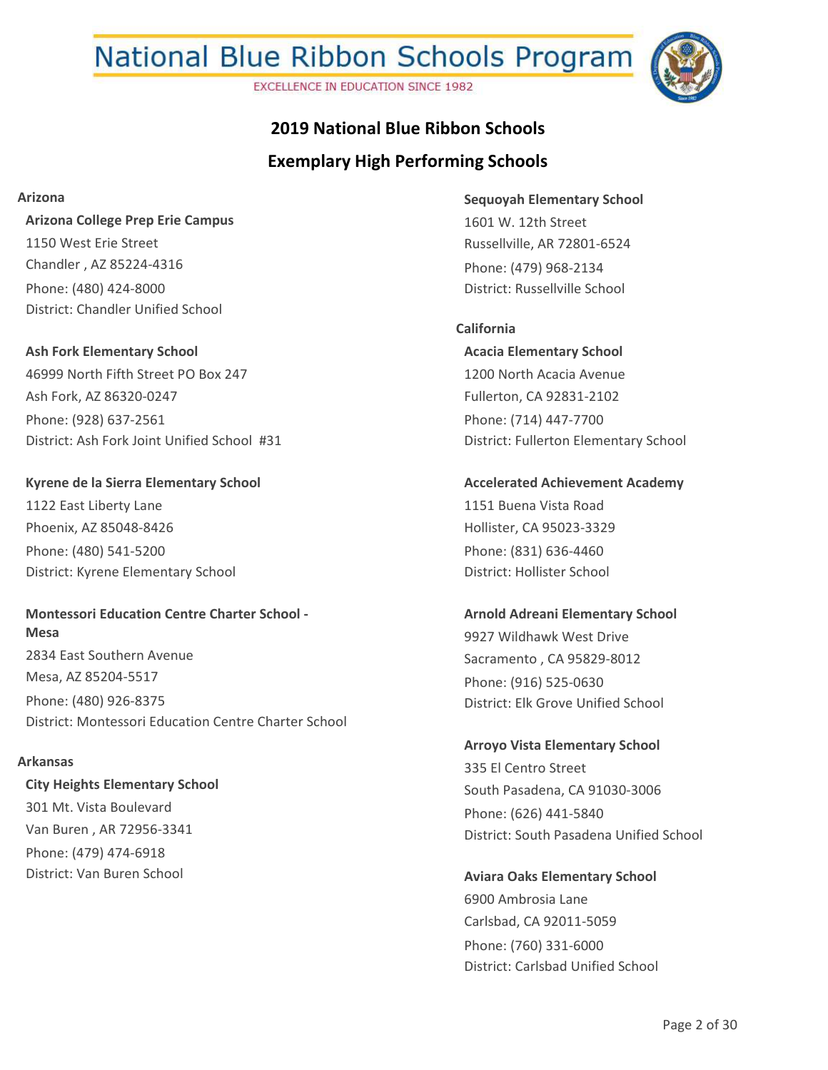# National Blue Ribbon Schools Program

EXCELLENCE IN EDUCATION SINCE 1982

## 2019 National Blue Ribbon Schools

## Exemplary High Performing Schools

### Arizona

**Arizona College Prep Erie Campus**
1150 West Erie Street
Chandler , AZ 85224-4316
Phone: (480) 424-8000
District: Chandler Unified School

**Ash Fork Elementary School**
46999 North Fifth Street PO Box 247
Ash Fork, AZ 86320-0247
Phone: (928) 637-2561
District: Ash Fork Joint Unified School #31

**Kyrene de la Sierra Elementary School**
1122 East Liberty Lane
Phoenix, AZ 85048-8426
Phone: (480) 541-5200
District: Kyrene Elementary School

**Montessori Education Centre Charter School - Mesa**
2834 East Southern Avenue
Mesa, AZ 85204-5517
Phone: (480) 926-8375
District: Montessori Education Centre Charter School

### Arkansas

**City Heights Elementary School**
301 Mt. Vista Boulevard
Van Buren , AR 72956-3341
Phone: (479) 474-6918
District: Van Buren School

**Sequoyah Elementary School**
1601 W. 12th Street
Russellville, AR 72801-6524
Phone: (479) 968-2134
District: Russellville School

### California

**Acacia Elementary School**
1200 North Acacia Avenue
Fullerton, CA 92831-2102
Phone: (714) 447-7700
District: Fullerton Elementary School

**Accelerated Achievement Academy**
1151 Buena Vista Road
Hollister, CA 95023-3329
Phone: (831) 636-4460
District: Hollister School

**Arnold Adreani Elementary School**
9927 Wildhawk West Drive
Sacramento , CA 95829-8012
Phone: (916) 525-0630
District: Elk Grove Unified School

**Arroyo Vista Elementary School**
335 El Centro Street
South Pasadena, CA 91030-3006
Phone: (626) 441-5840
District: South Pasadena Unified School

**Aviara Oaks Elementary School**
6900 Ambrosia Lane
Carlsbad, CA 92011-5059
Phone: (760) 331-6000
District: Carlsbad Unified School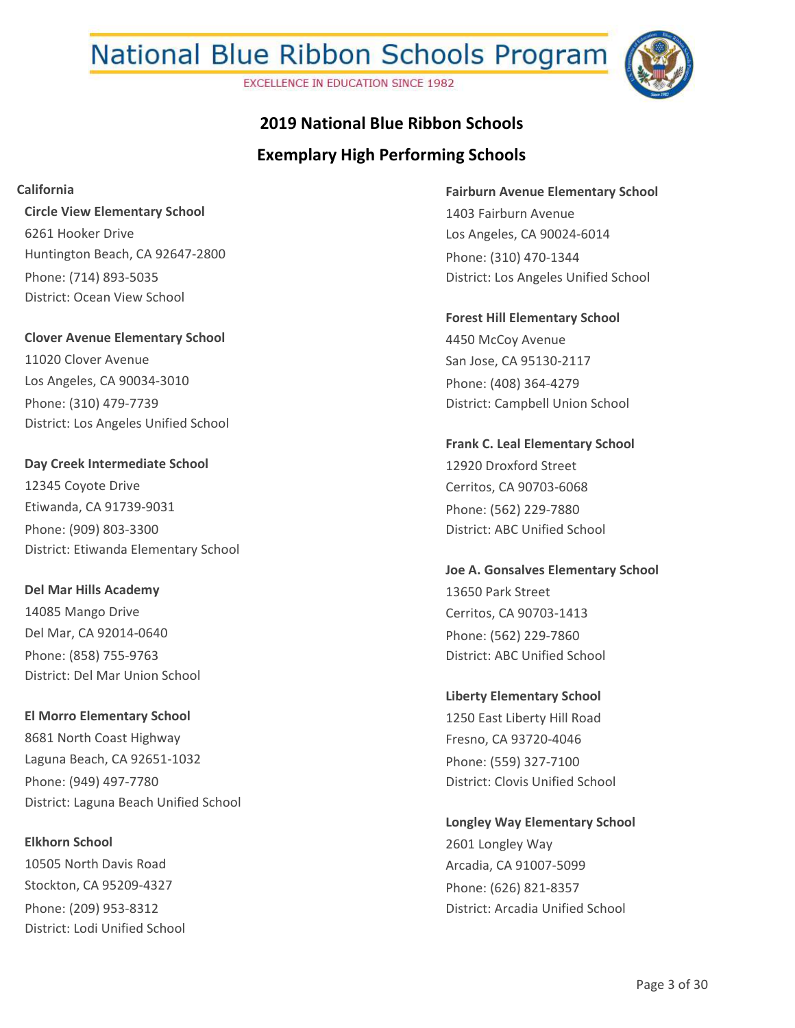# National Blue Ribbon Schools Program

EXCELLENCE IN EDUCATION SINCE 1982

## 2019 National Blue Ribbon Schools

## Exemplary High Performing Schools

### California

**Circle View Elementary School**
6261 Hooker Drive
Huntington Beach, CA 92647-2800
Phone: (714) 893-5035
District: Ocean View School

**Clover Avenue Elementary School**
11020 Clover Avenue
Los Angeles, CA 90034-3010
Phone: (310) 479-7739
District: Los Angeles Unified School

**Day Creek Intermediate School**
12345 Coyote Drive
Etiwanda, CA 91739-9031
Phone: (909) 803-3300
District: Etiwanda Elementary School

**Del Mar Hills Academy**
14085 Mango Drive
Del Mar, CA 92014-0640
Phone: (858) 755-9763
District: Del Mar Union School

**El Morro Elementary School**
8681 North Coast Highway
Laguna Beach, CA 92651-1032
Phone: (949) 497-7780
District: Laguna Beach Unified School

**Elkhorn School**
10505 North Davis Road
Stockton, CA 95209-4327
Phone: (209) 953-8312
District: Lodi Unified School

**Fairburn Avenue Elementary School**
1403 Fairburn Avenue
Los Angeles, CA 90024-6014
Phone: (310) 470-1344
District: Los Angeles Unified School

**Forest Hill Elementary School**
4450 McCoy Avenue
San Jose, CA 95130-2117
Phone: (408) 364-4279
District: Campbell Union School

**Frank C. Leal Elementary School**
12920 Droxford Street
Cerritos, CA 90703-6068
Phone: (562) 229-7880
District: ABC Unified School

**Joe A. Gonsalves Elementary School**
13650 Park Street
Cerritos, CA 90703-1413
Phone: (562) 229-7860
District: ABC Unified School

**Liberty Elementary School**
1250 East Liberty Hill Road
Fresno, CA 93720-4046
Phone: (559) 327-7100
District: Clovis Unified School

**Longley Way Elementary School**
2601 Longley Way
Arcadia, CA 91007-5099
Phone: (626) 821-8357
District: Arcadia Unified School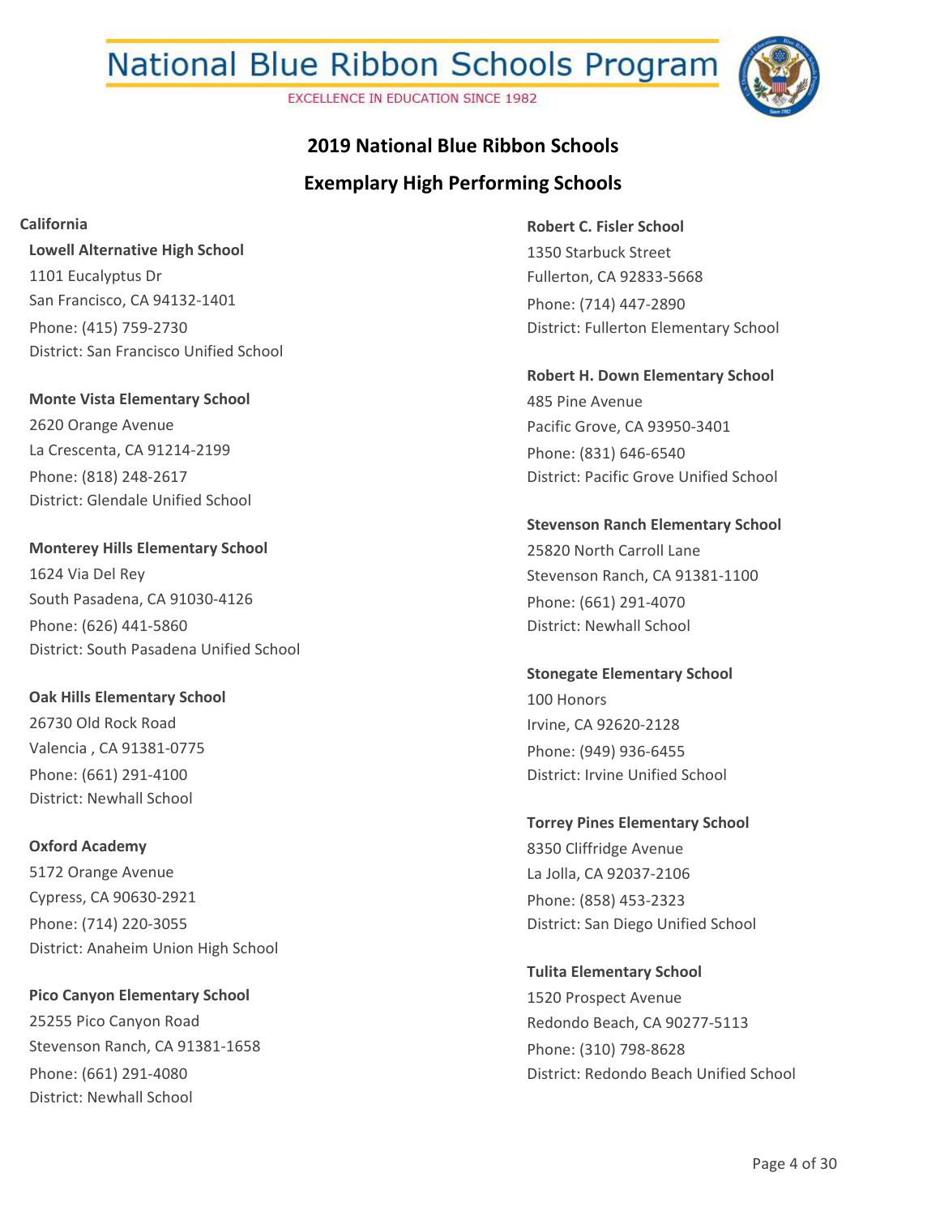# National Blue Ribbon Schools Program

EXCELLENCE IN EDUCATION SINCE 1982

## 2019 National Blue Ribbon Schools

## Exemplary High Performing Schools

**California**

**Lowell Alternative High School**
1101 Eucalyptus Dr
San Francisco, CA 94132-1401
Phone: (415) 759-2730
District: San Francisco Unified School

**Monte Vista Elementary School**
2620 Orange Avenue
La Crescenta, CA 91214-2199
Phone: (818) 248-2617
District: Glendale Unified School

**Monterey Hills Elementary School**
1624 Via Del Rey
South Pasadena, CA 91030-4126
Phone: (626) 441-5860
District: South Pasadena Unified School

**Oak Hills Elementary School**
26730 Old Rock Road
Valencia , CA 91381-0775
Phone: (661) 291-4100
District: Newhall School

**Oxford Academy**
5172 Orange Avenue
Cypress, CA 90630-2921
Phone: (714) 220-3055
District: Anaheim Union High School

**Pico Canyon Elementary School**
25255 Pico Canyon Road
Stevenson Ranch, CA 91381-1658
Phone: (661) 291-4080
District: Newhall School

**Robert C. Fisler School**
1350 Starbuck Street
Fullerton, CA 92833-5668
Phone: (714) 447-2890
District: Fullerton Elementary School

**Robert H. Down Elementary School**
485 Pine Avenue
Pacific Grove, CA 93950-3401
Phone: (831) 646-6540
District: Pacific Grove Unified School

**Stevenson Ranch Elementary School**
25820 North Carroll Lane
Stevenson Ranch, CA 91381-1100
Phone: (661) 291-4070
District: Newhall School

**Stonegate Elementary School**
100 Honors
Irvine, CA 92620-2128
Phone: (949) 936-6455
District: Irvine Unified School

**Torrey Pines Elementary School**
8350 Cliffridge Avenue
La Jolla, CA 92037-2106
Phone: (858) 453-2323
District: San Diego Unified School

**Tulita Elementary School**
1520 Prospect Avenue
Redondo Beach, CA 90277-5113
Phone: (310) 798-8628
District: Redondo Beach Unified School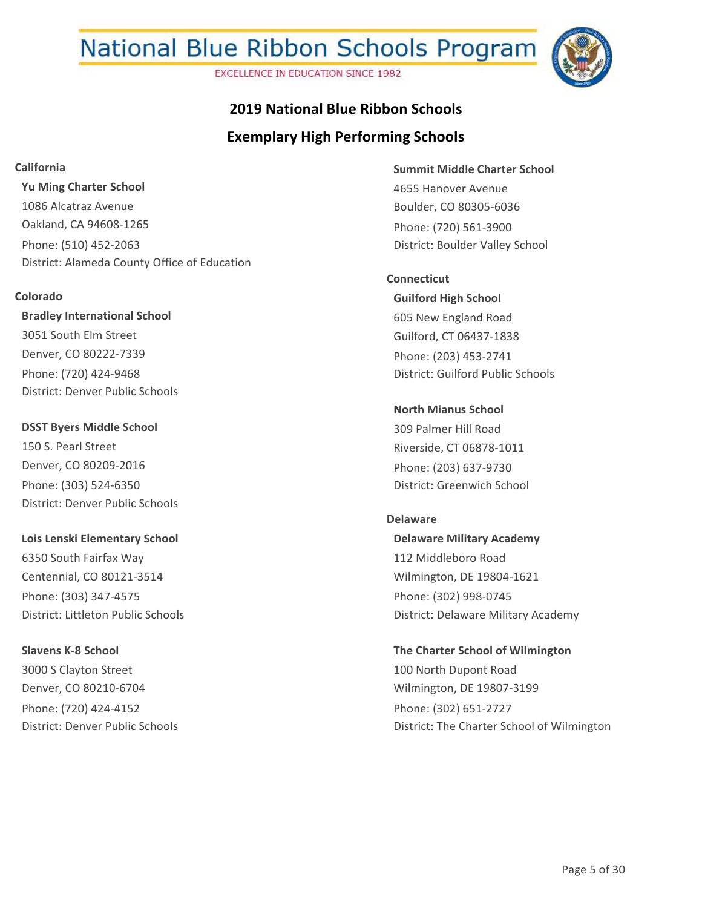# National Blue Ribbon Schools Program

EXCELLENCE IN EDUCATION SINCE 1982

## 2019 National Blue Ribbon Schools

## Exemplary High Performing Schools

### California

**Yu Ming Charter School**
1086 Alcatraz Avenue
Oakland, CA 94608-1265
Phone: (510) 452-2063
District: Alameda County Office of Education

### Colorado

**Bradley International School**
3051 South Elm Street
Denver, CO 80222-7339
Phone: (720) 424-9468
District: Denver Public Schools

**DSST Byers Middle School**
150 S. Pearl Street
Denver, CO 80209-2016
Phone: (303) 524-6350
District: Denver Public Schools

**Lois Lenski Elementary School**
6350 South Fairfax Way
Centennial, CO 80121-3514
Phone: (303) 347-4575
District: Littleton Public Schools

**Slavens K-8 School**
3000 S Clayton Street
Denver, CO 80210-6704
Phone: (720) 424-4152
District: Denver Public Schools

**Summit Middle Charter School**
4655 Hanover Avenue
Boulder, CO 80305-6036
Phone: (720) 561-3900
District: Boulder Valley School

### Connecticut

**Guilford High School**
605 New England Road
Guilford, CT 06437-1838
Phone: (203) 453-2741
District: Guilford Public Schools

**North Mianus School**
309 Palmer Hill Road
Riverside, CT 06878-1011
Phone: (203) 637-9730
District: Greenwich School

### Delaware

**Delaware Military Academy**
112 Middleboro Road
Wilmington, DE 19804-1621
Phone: (302) 998-0745
District: Delaware Military Academy

**The Charter School of Wilmington**
100 North Dupont Road
Wilmington, DE 19807-3199
Phone: (302) 651-2727
District: The Charter School of Wilmington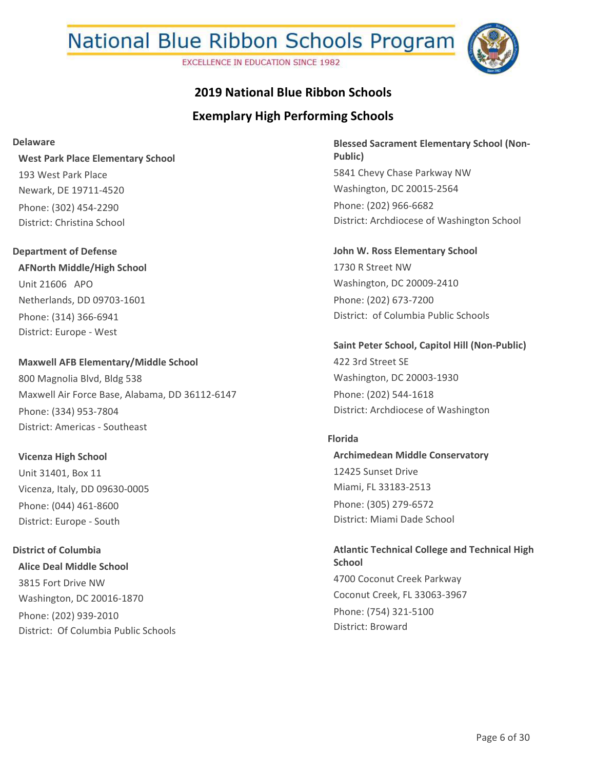# 2019 National Blue Ribbon Schools

## Exemplary High Performing Schools

### Delaware

**West Park Place Elementary School**
193 West Park Place
Newark, DE 19711-4520
Phone: (302) 454-2290
District: Christina School

### Department of Defense

**AFNorth Middle/High School**
Unit 21606 APO
Netherlands, DD 09703-1601
Phone: (314) 366-6941
District: Europe - West

**Maxwell AFB Elementary/Middle School**
800 Magnolia Blvd, Bldg 538
Maxwell Air Force Base, Alabama, DD 36112-6147
Phone: (334) 953-7804
District: Americas - Southeast

**Vicenza High School**
Unit 31401, Box 11
Vicenza, Italy, DD 09630-0005
Phone: (044) 461-8600
District: Europe - South

### District of Columbia

**Alice Deal Middle School**
3815 Fort Drive NW
Washington, DC 20016-1870
Phone: (202) 939-2010
District: Of Columbia Public Schools

**Blessed Sacrament Elementary School (Non-Public)**
5841 Chevy Chase Parkway NW
Washington, DC 20015-2564
Phone: (202) 966-6682
District: Archdiocese of Washington School

**John W. Ross Elementary School**
1730 R Street NW
Washington, DC 20009-2410
Phone: (202) 673-7200
District: of Columbia Public Schools

**Saint Peter School, Capitol Hill (Non-Public)**
422 3rd Street SE
Washington, DC 20003-1930
Phone: (202) 544-1618
District: Archdiocese of Washington

### Florida

**Archimedean Middle Conservatory**
12425 Sunset Drive
Miami, FL 33183-2513
Phone: (305) 279-6572
District: Miami Dade School

**Atlantic Technical College and Technical High School**
4700 Coconut Creek Parkway
Coconut Creek, FL 33063-3967
Phone: (754) 321-5100
District: Broward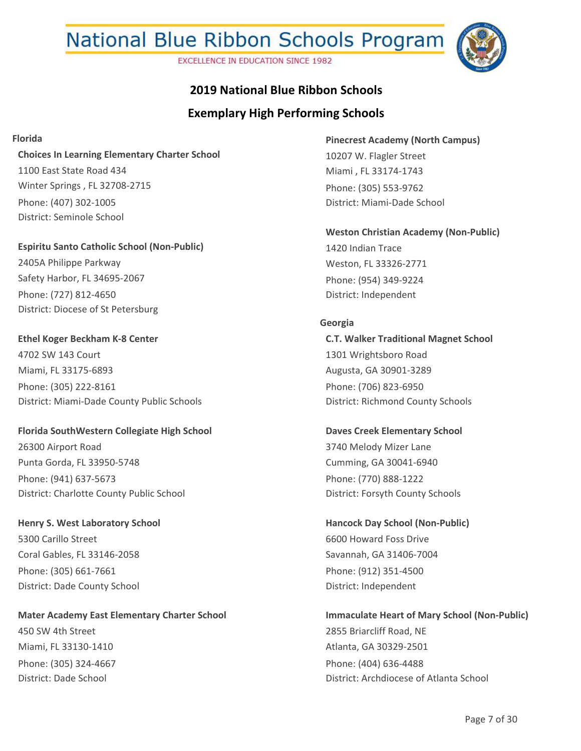# National Blue Ribbon Schools Program

EXCELLENCE IN EDUCATION SINCE 1982

## 2019 National Blue Ribbon Schools

## Exemplary High Performing Schools

### Florida

**Choices In Learning Elementary Charter School**
1100 East State Road 434
Winter Springs , FL 32708-2715
Phone: (407) 302-1005
District: Seminole School

**Espiritu Santo Catholic School (Non-Public)**
2405A Philippe Parkway
Safety Harbor, FL 34695-2067
Phone: (727) 812-4650
District: Diocese of St Petersburg

**Ethel Koger Beckham K-8 Center**
4702 SW 143 Court
Miami, FL 33175-6893
Phone: (305) 222-8161
District: Miami-Dade County Public Schools

**Florida SouthWestern Collegiate High School**
26300 Airport Road
Punta Gorda, FL 33950-5748
Phone: (941) 637-5673
District: Charlotte County Public School

**Henry S. West Laboratory School**
5300 Carillo Street
Coral Gables, FL 33146-2058
Phone: (305) 661-7661
District: Dade County School

**Mater Academy East Elementary Charter School**
450 SW 4th Street
Miami, FL 33130-1410
Phone: (305) 324-4667
District: Dade School

**Pinecrest Academy (North Campus)**
10207 W. Flagler Street
Miami , FL 33174-1743
Phone: (305) 553-9762
District: Miami-Dade School

**Weston Christian Academy (Non-Public)**
1420 Indian Trace
Weston, FL 33326-2771
Phone: (954) 349-9224
District: Independent

### Georgia

**C.T. Walker Traditional Magnet School**
1301 Wrightsboro Road
Augusta, GA 30901-3289
Phone: (706) 823-6950
District: Richmond County Schools

**Daves Creek Elementary School**
3740 Melody Mizer Lane
Cumming, GA 30041-6940
Phone: (770) 888-1222
District: Forsyth County Schools

**Hancock Day School (Non-Public)**
6600 Howard Foss Drive
Savannah, GA 31406-7004
Phone: (912) 351-4500
District: Independent

**Immaculate Heart of Mary School (Non-Public)**
2855 Briarcliff Road, NE
Atlanta, GA 30329-2501
Phone: (404) 636-4488
District: Archdiocese of Atlanta School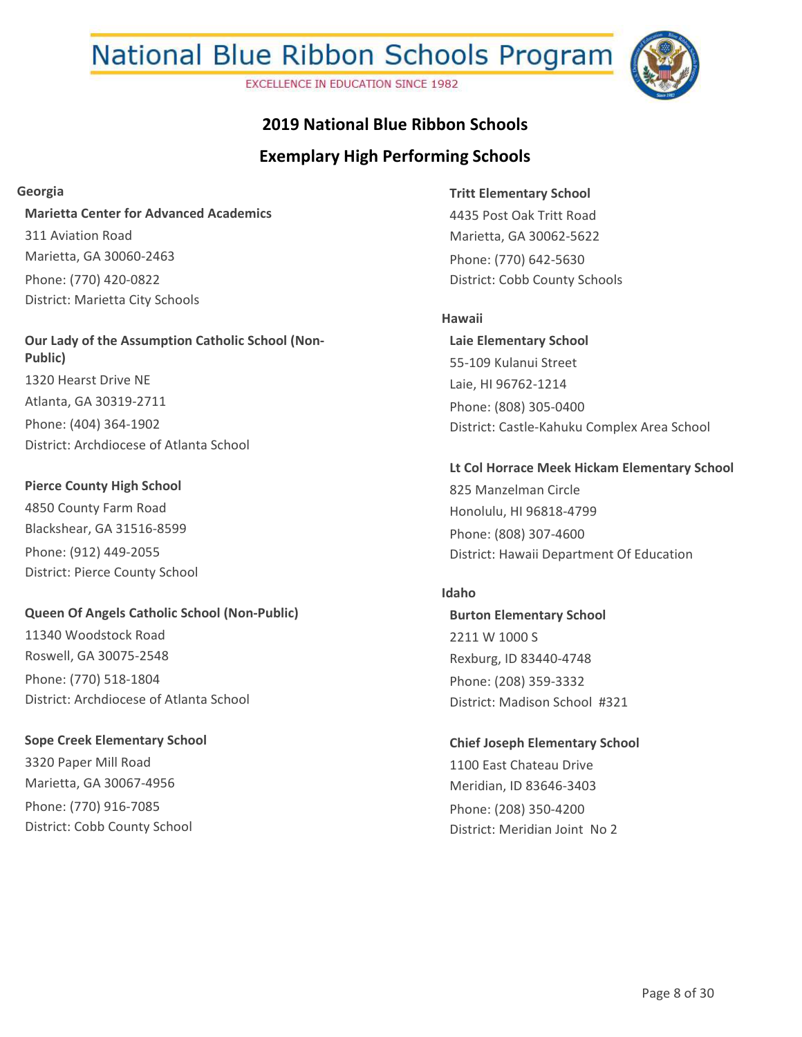# National Blue Ribbon Schools Program

EXCELLENCE IN EDUCATION SINCE 1982

## 2019 National Blue Ribbon Schools

## Exemplary High Performing Schools

### Georgia

**Marietta Center for Advanced Academics**
311 Aviation Road
Marietta, GA 30060-2463
Phone: (770) 420-0822
District: Marietta City Schools

**Our Lady of the Assumption Catholic School (Non-Public)**
1320 Hearst Drive NE
Atlanta, GA 30319-2711
Phone: (404) 364-1902
District: Archdiocese of Atlanta School

**Pierce County High School**
4850 County Farm Road
Blackshear, GA 31516-8599
Phone: (912) 449-2055
District: Pierce County School

**Queen Of Angels Catholic School (Non-Public)**
11340 Woodstock Road
Roswell, GA 30075-2548
Phone: (770) 518-1804
District: Archdiocese of Atlanta School

**Sope Creek Elementary School**
3320 Paper Mill Road
Marietta, GA 30067-4956
Phone: (770) 916-7085
District: Cobb County School

**Tritt Elementary School**
4435 Post Oak Tritt Road
Marietta, GA 30062-5622
Phone: (770) 642-5630
District: Cobb County Schools

### Hawaii

**Laie Elementary School**
55-109 Kulanui Street
Laie, HI 96762-1214
Phone: (808) 305-0400
District: Castle-Kahuku Complex Area School

**Lt Col Horrace Meek Hickam Elementary School**
825 Manzelman Circle
Honolulu, HI 96818-4799
Phone: (808) 307-4600
District: Hawaii Department Of Education

### Idaho

**Burton Elementary School**
2211 W 1000 S
Rexburg, ID 83440-4748
Phone: (208) 359-3332
District: Madison School #321

**Chief Joseph Elementary School**
1100 East Chateau Drive
Meridian, ID 83646-3403
Phone: (208) 350-4200
District: Meridian Joint No 2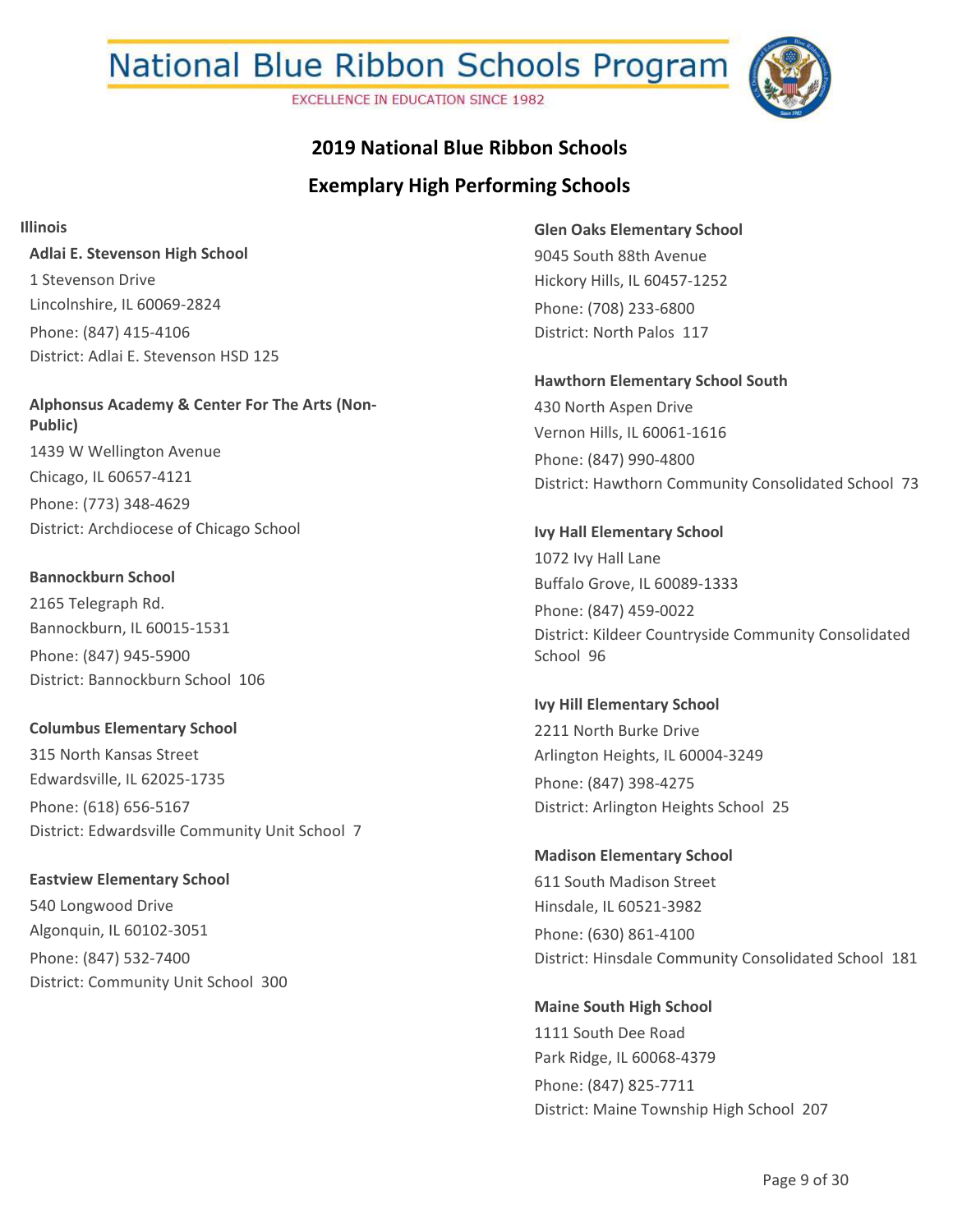## 2019 National Blue Ribbon Schools

## Exemplary High Performing Schools

### Illinois

**Adlai E. Stevenson High School**
1 Stevenson Drive
Lincolnshire, IL 60069-2824
Phone: (847) 415-4106
District: Adlai E. Stevenson HSD 125

**Alphonsus Academy & Center For The Arts (Non-Public)**
1439 W Wellington Avenue
Chicago, IL 60657-4121
Phone: (773) 348-4629
District: Archdiocese of Chicago School

**Bannockburn School**
2165 Telegraph Rd.
Bannockburn, IL 60015-1531
Phone: (847) 945-5900
District: Bannockburn School 106

**Columbus Elementary School**
315 North Kansas Street
Edwardsville, IL 62025-1735
Phone: (618) 656-5167
District: Edwardsville Community Unit School 7

**Eastview Elementary School**
540 Longwood Drive
Algonquin, IL 60102-3051
Phone: (847) 532-7400
District: Community Unit School 300

**Glen Oaks Elementary School**
9045 South 88th Avenue
Hickory Hills, IL 60457-1252
Phone: (708) 233-6800
District: North Palos 117

**Hawthorn Elementary School South**
430 North Aspen Drive
Vernon Hills, IL 60061-1616
Phone: (847) 990-4800
District: Hawthorn Community Consolidated School 73

**Ivy Hall Elementary School**
1072 Ivy Hall Lane
Buffalo Grove, IL 60089-1333
Phone: (847) 459-0022
District: Kildeer Countryside Community Consolidated School 96

**Ivy Hill Elementary School**
2211 North Burke Drive
Arlington Heights, IL 60004-3249
Phone: (847) 398-4275
District: Arlington Heights School 25

**Madison Elementary School**
611 South Madison Street
Hinsdale, IL 60521-3982
Phone: (630) 861-4100
District: Hinsdale Community Consolidated School 181

**Maine South High School**
1111 South Dee Road
Park Ridge, IL 60068-4379
Phone: (847) 825-7711
District: Maine Township High School 207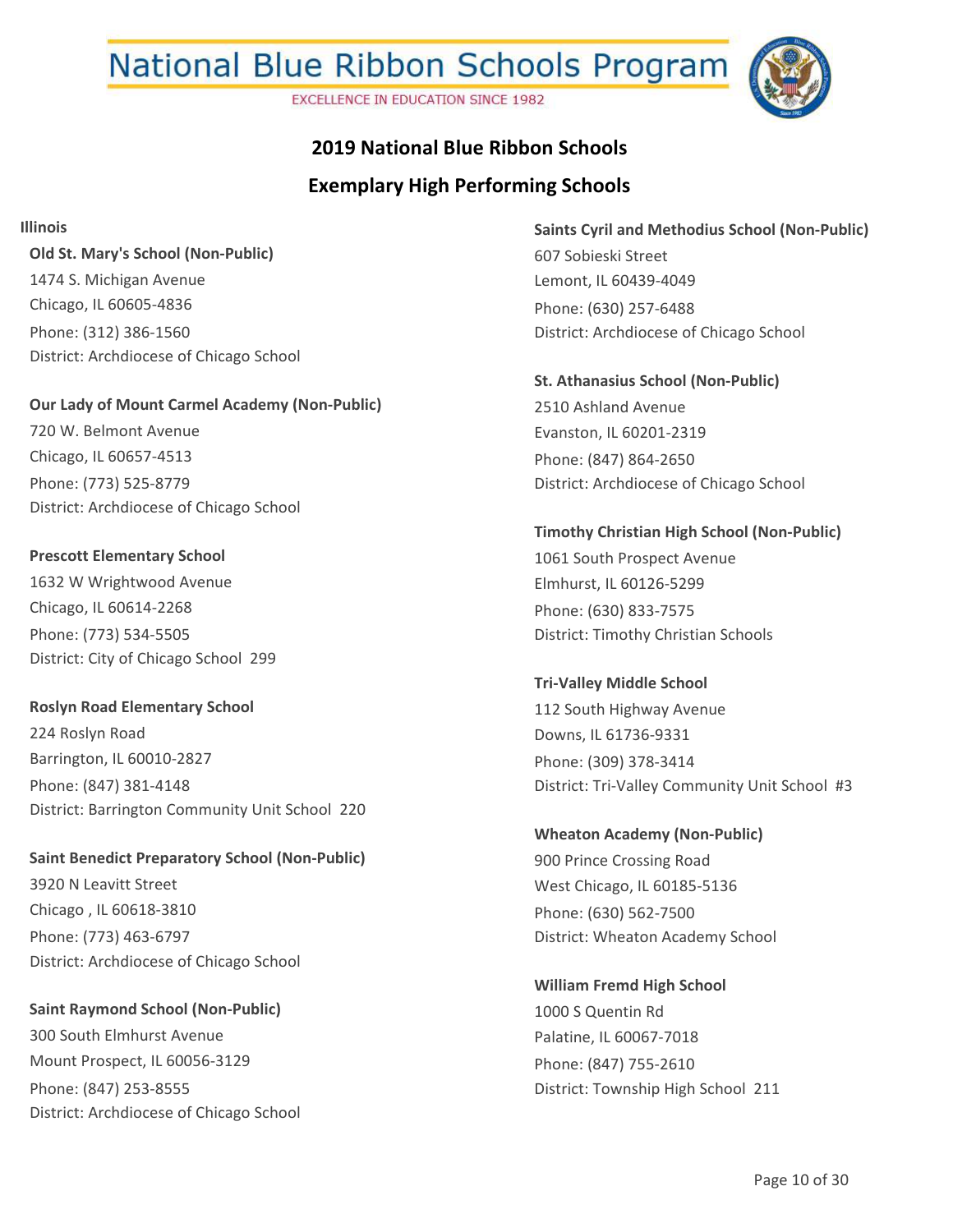# National Blue Ribbon Schools Program

EXCELLENCE IN EDUCATION SINCE 1982

## 2019 National Blue Ribbon Schools

## Exemplary High Performing Schools

### Illinois

**Old St. Mary's School (Non-Public)**
1474 S. Michigan Avenue
Chicago, IL 60605-4836
Phone: (312) 386-1560
District: Archdiocese of Chicago School

**Our Lady of Mount Carmel Academy (Non-Public)**
720 W. Belmont Avenue
Chicago, IL 60657-4513
Phone: (773) 525-8779
District: Archdiocese of Chicago School

**Prescott Elementary School**
1632 W Wrightwood Avenue
Chicago, IL 60614-2268
Phone: (773) 534-5505
District: City of Chicago School 299

**Roslyn Road Elementary School**
224 Roslyn Road
Barrington, IL 60010-2827
Phone: (847) 381-4148
District: Barrington Community Unit School 220

**Saint Benedict Preparatory School (Non-Public)**
3920 N Leavitt Street
Chicago , IL 60618-3810
Phone: (773) 463-6797
District: Archdiocese of Chicago School

**Saint Raymond School (Non-Public)**
300 South Elmhurst Avenue
Mount Prospect, IL 60056-3129
Phone: (847) 253-8555
District: Archdiocese of Chicago School

**Saints Cyril and Methodius School (Non-Public)**
607 Sobieski Street
Lemont, IL 60439-4049
Phone: (630) 257-6488
District: Archdiocese of Chicago School

**St. Athanasius School (Non-Public)**
2510 Ashland Avenue
Evanston, IL 60201-2319
Phone: (847) 864-2650
District: Archdiocese of Chicago School

**Timothy Christian High School (Non-Public)**
1061 South Prospect Avenue
Elmhurst, IL 60126-5299
Phone: (630) 833-7575
District: Timothy Christian Schools

**Tri-Valley Middle School**
112 South Highway Avenue
Downs, IL 61736-9331
Phone: (309) 378-3414
District: Tri-Valley Community Unit School #3

**Wheaton Academy (Non-Public)**
900 Prince Crossing Road
West Chicago, IL 60185-5136
Phone: (630) 562-7500
District: Wheaton Academy School

**William Fremd High School**
1000 S Quentin Rd
Palatine, IL 60067-7018
Phone: (847) 755-2610
District: Township High School 211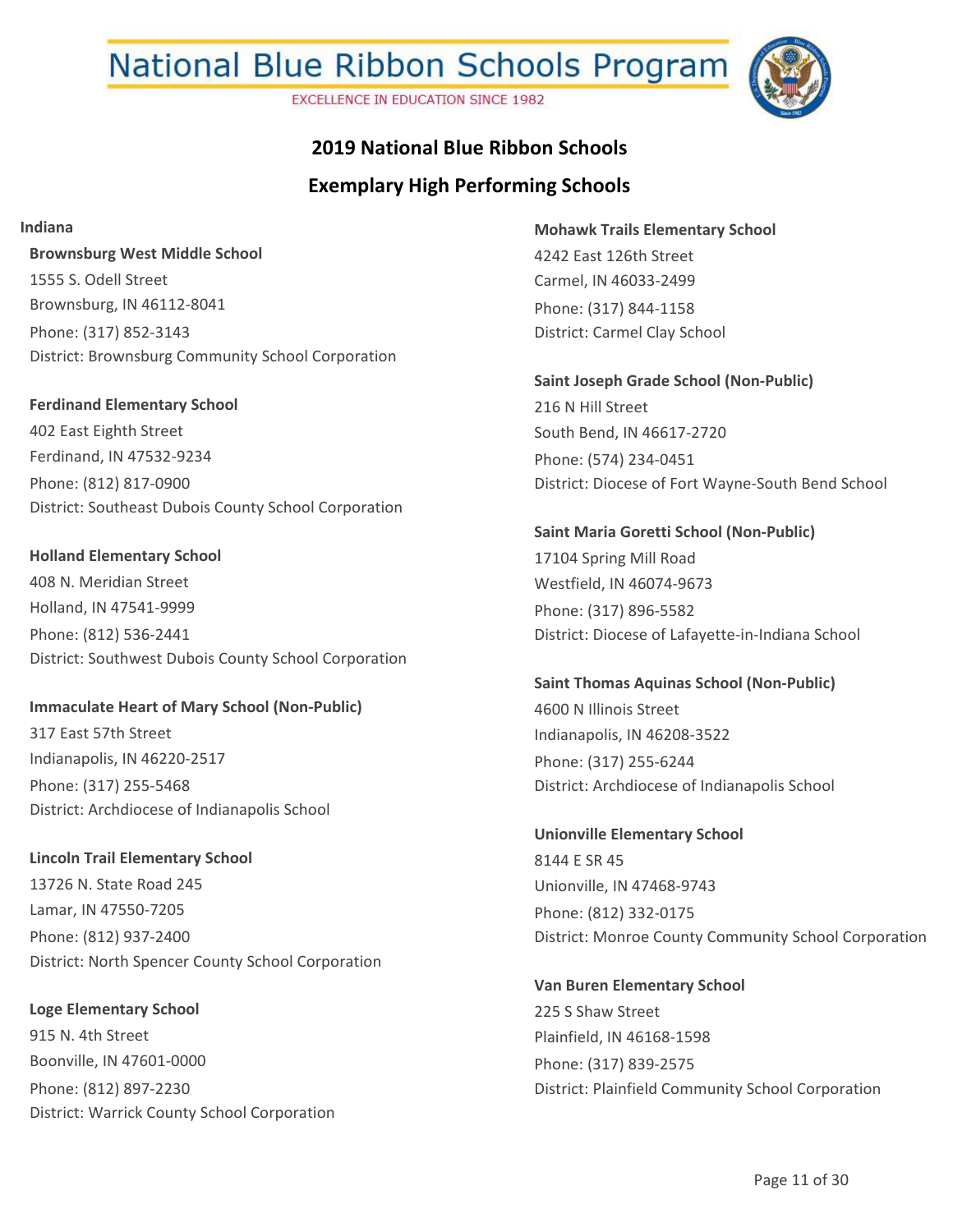# National Blue Ribbon Schools Program

EXCELLENCE IN EDUCATION SINCE 1982

## 2019 National Blue Ribbon Schools

## Exemplary High Performing Schools

### Indiana

**Brownsburg West Middle School**
1555 S. Odell Street
Brownsburg, IN 46112-8041
Phone: (317) 852-3143
District: Brownsburg Community School Corporation

**Ferdinand Elementary School**
402 East Eighth Street
Ferdinand, IN 47532-9234
Phone: (812) 817-0900
District: Southeast Dubois County School Corporation

**Holland Elementary School**
408 N. Meridian Street
Holland, IN 47541-9999
Phone: (812) 536-2441
District: Southwest Dubois County School Corporation

**Immaculate Heart of Mary School (Non-Public)**
317 East 57th Street
Indianapolis, IN 46220-2517
Phone: (317) 255-5468
District: Archdiocese of Indianapolis School

**Lincoln Trail Elementary School**
13726 N. State Road 245
Lamar, IN 47550-7205
Phone: (812) 937-2400
District: North Spencer County School Corporation

**Loge Elementary School**
915 N. 4th Street
Boonville, IN 47601-0000
Phone: (812) 897-2230
District: Warrick County School Corporation

**Mohawk Trails Elementary School**
4242 East 126th Street
Carmel, IN 46033-2499
Phone: (317) 844-1158
District: Carmel Clay School

**Saint Joseph Grade School (Non-Public)**
216 N Hill Street
South Bend, IN 46617-2720
Phone: (574) 234-0451
District: Diocese of Fort Wayne-South Bend School

**Saint Maria Goretti School (Non-Public)**
17104 Spring Mill Road
Westfield, IN 46074-9673
Phone: (317) 896-5582
District: Diocese of Lafayette-in-Indiana School

**Saint Thomas Aquinas School (Non-Public)**
4600 N Illinois Street
Indianapolis, IN 46208-3522
Phone: (317) 255-6244
District: Archdiocese of Indianapolis School

**Unionville Elementary School**
8144 E SR 45
Unionville, IN 47468-9743
Phone: (812) 332-0175
District: Monroe County Community School Corporation

**Van Buren Elementary School**
225 S Shaw Street
Plainfield, IN 46168-1598
Phone: (317) 839-2575
District: Plainfield Community School Corporation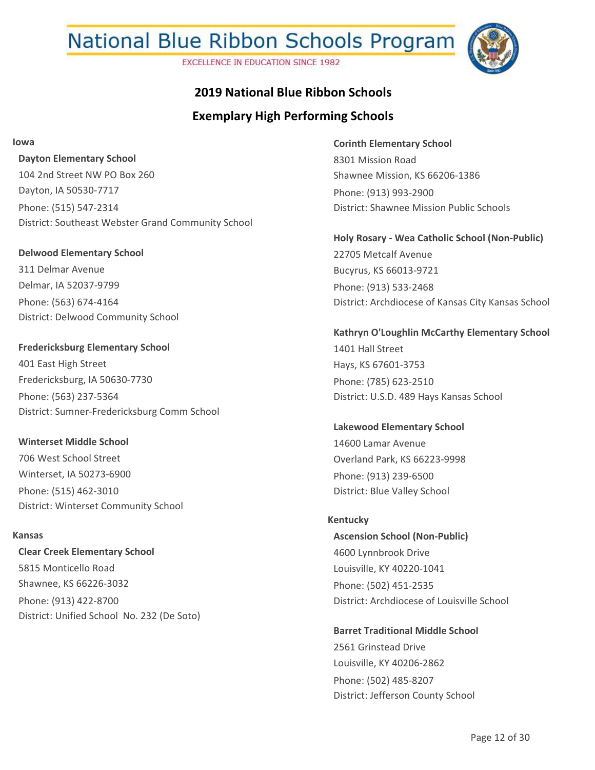# 2019 National Blue Ribbon Schools

## Exemplary High Performing Schools

### Iowa

**Dayton Elementary School**
104 2nd Street NW PO Box 260
Dayton, IA 50530-7717
Phone: (515) 547-2314
District: Southeast Webster Grand Community School

**Delwood Elementary School**
311 Delmar Avenue
Delmar, IA 52037-9799
Phone: (563) 674-4164
District: Delwood Community School

**Fredericksburg Elementary School**
401 East High Street
Fredericksburg, IA 50630-7730
Phone: (563) 237-5364
District: Sumner-Fredericksburg Comm School

**Winterset Middle School**
706 West School Street
Winterset, IA 50273-6900
Phone: (515) 462-3010
District: Winterset Community School

### Kansas

**Clear Creek Elementary School**
5815 Monticello Road
Shawnee, KS 66226-3032
Phone: (913) 422-8700
District: Unified School No. 232 (De Soto)

**Corinth Elementary School**
8301 Mission Road
Shawnee Mission, KS 66206-1386
Phone: (913) 993-2900
District: Shawnee Mission Public Schools

**Holy Rosary - Wea Catholic School (Non-Public)**
22705 Metcalf Avenue
Bucyrus, KS 66013-9721
Phone: (913) 533-2468
District: Archdiocese of Kansas City Kansas School

**Kathryn O'Loughlin McCarthy Elementary School**
1401 Hall Street
Hays, KS 67601-3753
Phone: (785) 623-2510
District: U.S.D. 489 Hays Kansas School

**Lakewood Elementary School**
14600 Lamar Avenue
Overland Park, KS 66223-9998
Phone: (913) 239-6500
District: Blue Valley School

### Kentucky

**Ascension School (Non-Public)**
4600 Lynnbrook Drive
Louisville, KY 40220-1041
Phone: (502) 451-2535
District: Archdiocese of Louisville School

**Barret Traditional Middle School**
2561 Grinstead Drive
Louisville, KY 40206-2862
Phone: (502) 485-8207
District: Jefferson County School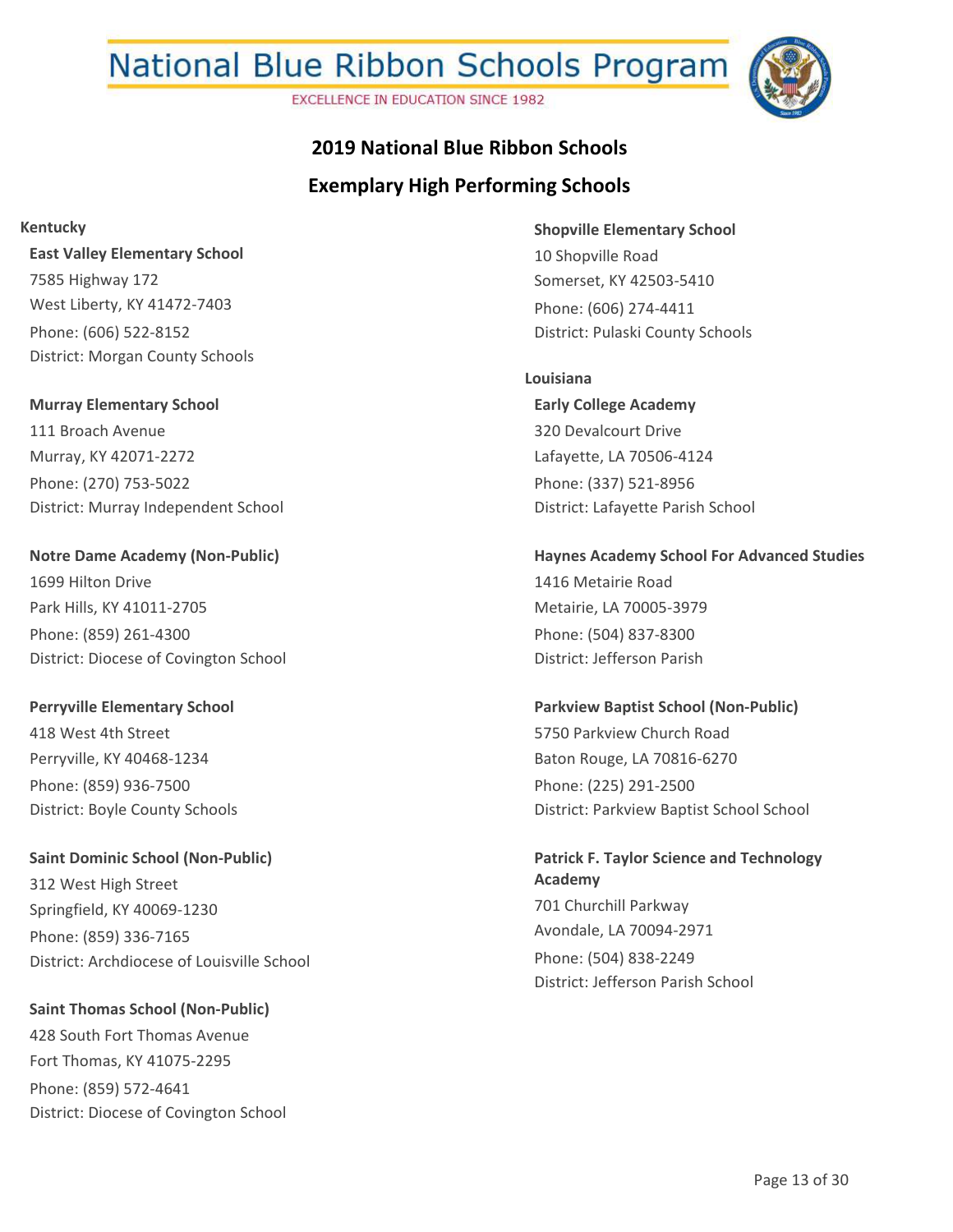# National Blue Ribbon Schools Program

EXCELLENCE IN EDUCATION SINCE 1982

## 2019 National Blue Ribbon Schools

## Exemplary High Performing Schools

### Kentucky

**East Valley Elementary School**
7585 Highway 172
West Liberty, KY 41472-7403
Phone: (606) 522-8152
District: Morgan County Schools

**Murray Elementary School**
111 Broach Avenue
Murray, KY 42071-2272
Phone: (270) 753-5022
District: Murray Independent School

**Notre Dame Academy (Non-Public)**
1699 Hilton Drive
Park Hills, KY 41011-2705
Phone: (859) 261-4300
District: Diocese of Covington School

**Perryville Elementary School**
418 West 4th Street
Perryville, KY 40468-1234
Phone: (859) 936-7500
District: Boyle County Schools

**Saint Dominic School (Non-Public)**
312 West High Street
Springfield, KY 40069-1230
Phone: (859) 336-7165
District: Archdiocese of Louisville School

**Saint Thomas School (Non-Public)**
428 South Fort Thomas Avenue
Fort Thomas, KY 41075-2295
Phone: (859) 572-4641
District: Diocese of Covington School

**Shopville Elementary School**
10 Shopville Road
Somerset, KY 42503-5410
Phone: (606) 274-4411
District: Pulaski County Schools

### Louisiana

**Early College Academy**
320 Devalcourt Drive
Lafayette, LA 70506-4124
Phone: (337) 521-8956
District: Lafayette Parish School

**Haynes Academy School For Advanced Studies**
1416 Metairie Road
Metairie, LA 70005-3979
Phone: (504) 837-8300
District: Jefferson Parish

**Parkview Baptist School (Non-Public)**
5750 Parkview Church Road
Baton Rouge, LA 70816-6270
Phone: (225) 291-2500
District: Parkview Baptist School School

**Patrick F. Taylor Science and Technology Academy**
701 Churchill Parkway
Avondale, LA 70094-2971
Phone: (504) 838-2249
District: Jefferson Parish School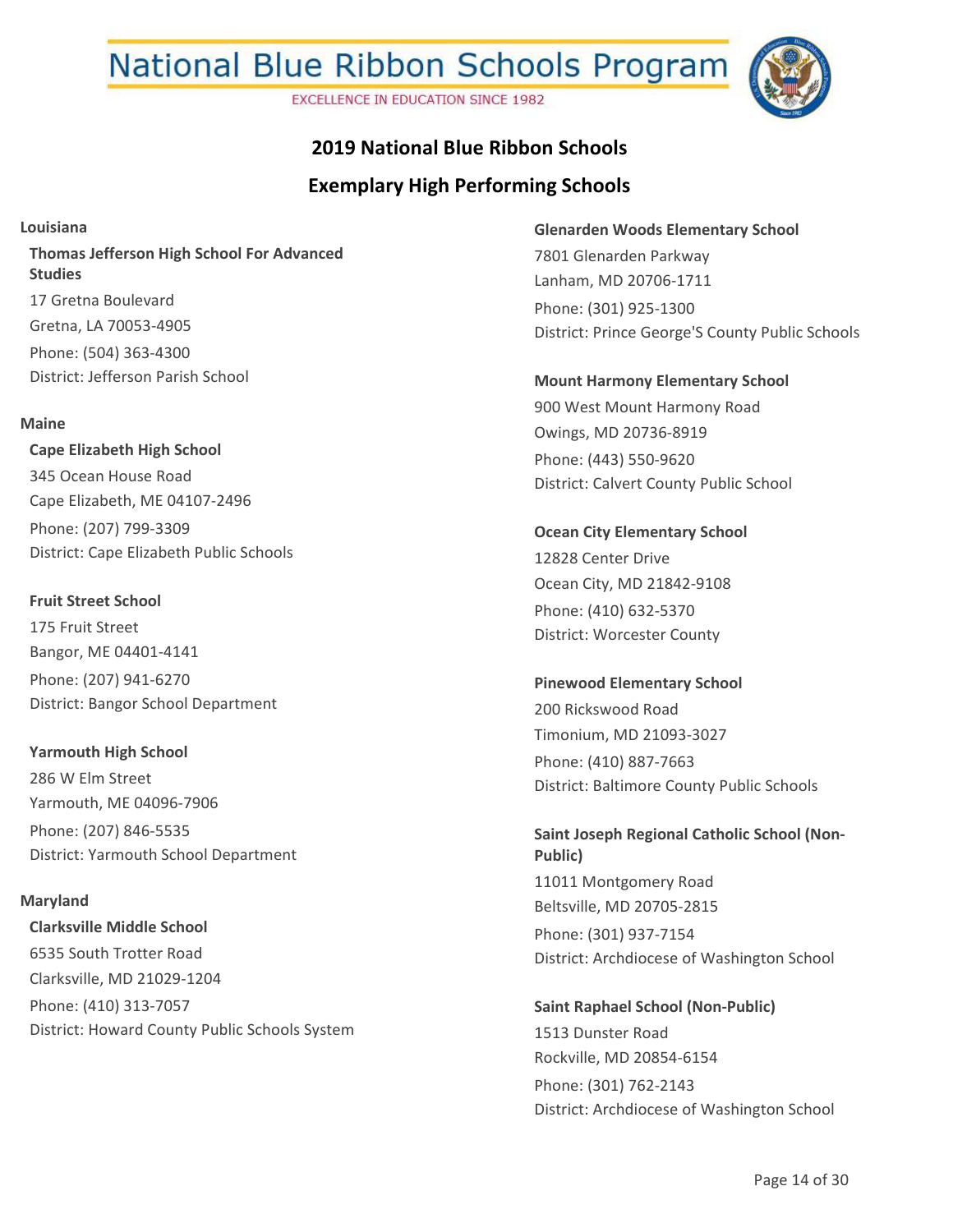National Blue Ribbon Schools Program

EXCELLENCE IN EDUCATION SINCE 1982

## 2019 National Blue Ribbon Schools

## Exemplary High Performing Schools

### Louisiana

**Thomas Jefferson High School For Advanced Studies**
17 Gretna Boulevard
Gretna, LA 70053-4905
Phone: (504) 363-4300
District: Jefferson Parish School

### Maine

**Cape Elizabeth High School**
345 Ocean House Road
Cape Elizabeth, ME 04107-2496
Phone: (207) 799-3309
District: Cape Elizabeth Public Schools

**Fruit Street School**
175 Fruit Street
Bangor, ME 04401-4141
Phone: (207) 941-6270
District: Bangor School Department

**Yarmouth High School**
286 W Elm Street
Yarmouth, ME 04096-7906
Phone: (207) 846-5535
District: Yarmouth School Department

### Maryland

**Clarksville Middle School**
6535 South Trotter Road
Clarksville, MD 21029-1204
Phone: (410) 313-7057
District: Howard County Public Schools System

**Glenarden Woods Elementary School**
7801 Glenarden Parkway
Lanham, MD 20706-1711
Phone: (301) 925-1300
District: Prince George'S County Public Schools

**Mount Harmony Elementary School**
900 West Mount Harmony Road
Owings, MD 20736-8919
Phone: (443) 550-9620
District: Calvert County Public School

**Ocean City Elementary School**
12828 Center Drive
Ocean City, MD 21842-9108
Phone: (410) 632-5370
District: Worcester County

**Pinewood Elementary School**
200 Rickswood Road
Timonium, MD 21093-3027
Phone: (410) 887-7663
District: Baltimore County Public Schools

**Saint Joseph Regional Catholic School (Non-Public)**
11011 Montgomery Road
Beltsville, MD 20705-2815
Phone: (301) 937-7154
District: Archdiocese of Washington School

**Saint Raphael School (Non-Public)**
1513 Dunster Road
Rockville, MD 20854-6154
Phone: (301) 762-2143
District: Archdiocese of Washington School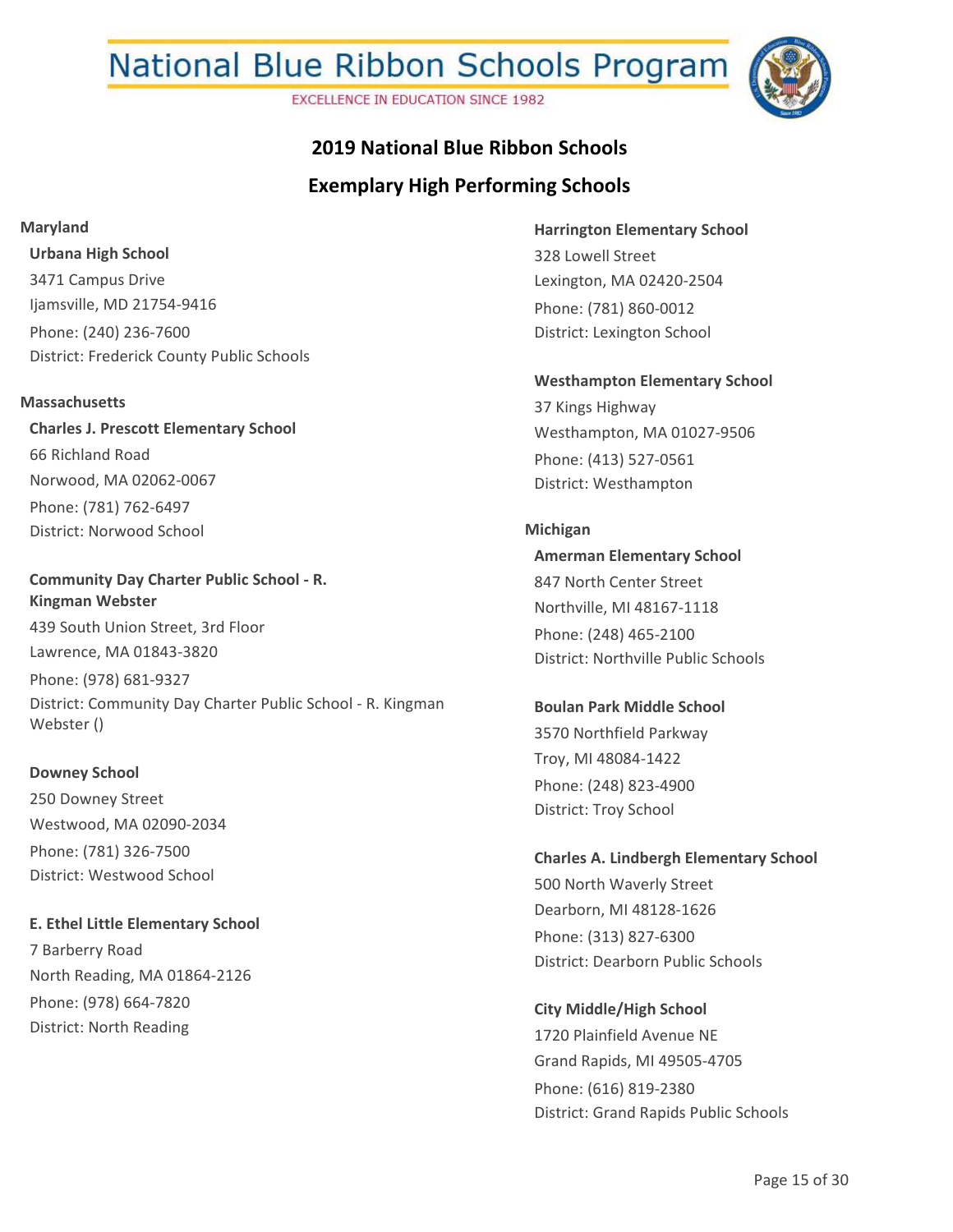# National Blue Ribbon Schools Program

EXCELLENCE IN EDUCATION SINCE 1982

## 2019 National Blue Ribbon Schools

## Exemplary High Performing Schools

### Maryland

**Urbana High School**
3471 Campus Drive
Ijamsville, MD 21754-9416
Phone: (240) 236-7600
District: Frederick County Public Schools

### Massachusetts

**Charles J. Prescott Elementary School**
66 Richland Road
Norwood, MA 02062-0067
Phone: (781) 762-6497
District: Norwood School

**Community Day Charter Public School - R. Kingman Webster**
439 South Union Street, 3rd Floor
Lawrence, MA 01843-3820
Phone: (978) 681-9327
District: Community Day Charter Public School - R. Kingman Webster ()

**Downey School**
250 Downey Street
Westwood, MA 02090-2034
Phone: (781) 326-7500
District: Westwood School

**E. Ethel Little Elementary School**
7 Barberry Road
North Reading, MA 01864-2126
Phone: (978) 664-7820
District: North Reading

**Harrington Elementary School**
328 Lowell Street
Lexington, MA 02420-2504
Phone: (781) 860-0012
District: Lexington School

**Westhampton Elementary School**
37 Kings Highway
Westhampton, MA 01027-9506
Phone: (413) 527-0561
District: Westhampton

### Michigan

**Amerman Elementary School**
847 North Center Street
Northville, MI 48167-1118
Phone: (248) 465-2100
District: Northville Public Schools

**Boulan Park Middle School**
3570 Northfield Parkway
Troy, MI 48084-1422
Phone: (248) 823-4900
District: Troy School

**Charles A. Lindbergh Elementary School**
500 North Waverly Street
Dearborn, MI 48128-1626
Phone: (313) 827-6300
District: Dearborn Public Schools

**City Middle/High School**
1720 Plainfield Avenue NE
Grand Rapids, MI 49505-4705
Phone: (616) 819-2380
District: Grand Rapids Public Schools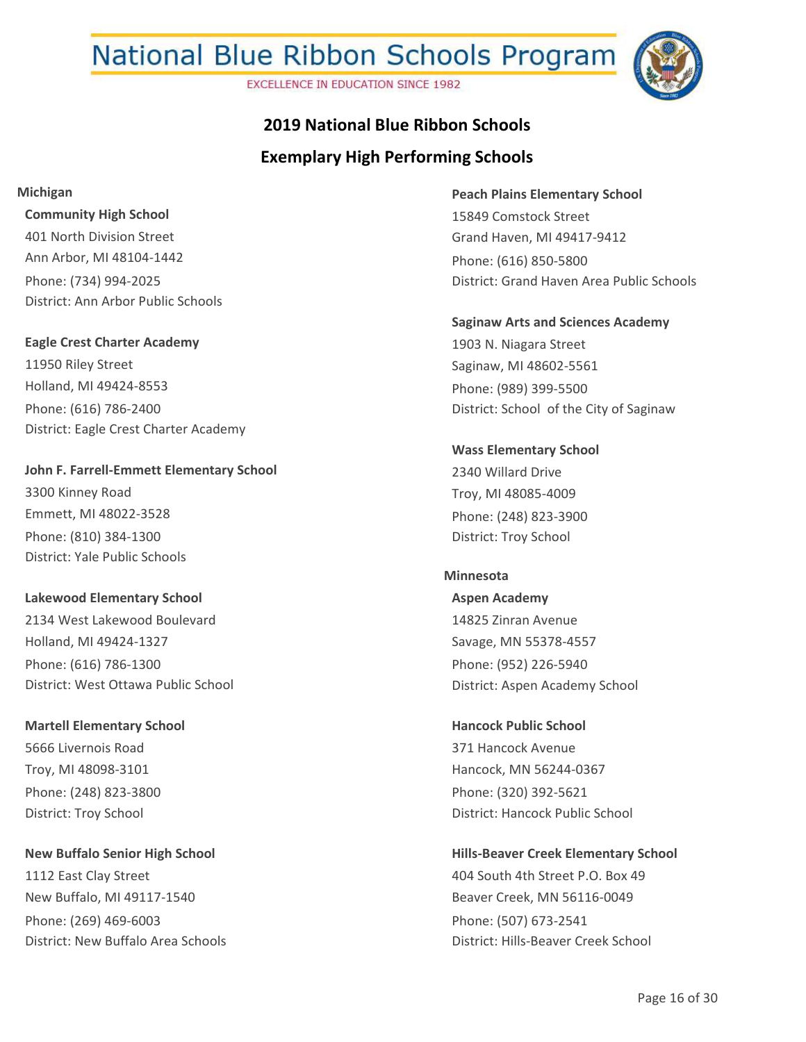# National Blue Ribbon Schools Program

EXCELLENCE IN EDUCATION SINCE 1982

## 2019 National Blue Ribbon Schools

## Exemplary High Performing Schools

### Michigan

**Community High School**
401 North Division Street
Ann Arbor, MI 48104-1442
Phone: (734) 994-2025
District: Ann Arbor Public Schools

**Eagle Crest Charter Academy**
11950 Riley Street
Holland, MI 49424-8553
Phone: (616) 786-2400
District: Eagle Crest Charter Academy

**John F. Farrell-Emmett Elementary School**
3300 Kinney Road
Emmett, MI 48022-3528
Phone: (810) 384-1300
District: Yale Public Schools

**Lakewood Elementary School**
2134 West Lakewood Boulevard
Holland, MI 49424-1327
Phone: (616) 786-1300
District: West Ottawa Public School

**Martell Elementary School**
5666 Livernois Road
Troy, MI 48098-3101
Phone: (248) 823-3800
District: Troy School

**New Buffalo Senior High School**
1112 East Clay Street
New Buffalo, MI 49117-1540
Phone: (269) 469-6003
District: New Buffalo Area Schools

**Peach Plains Elementary School**
15849 Comstock Street
Grand Haven, MI 49417-9412
Phone: (616) 850-5800
District: Grand Haven Area Public Schools

**Saginaw Arts and Sciences Academy**
1903 N. Niagara Street
Saginaw, MI 48602-5561
Phone: (989) 399-5500
District: School of the City of Saginaw

**Wass Elementary School**
2340 Willard Drive
Troy, MI 48085-4009
Phone: (248) 823-3900
District: Troy School

### Minnesota

**Aspen Academy**
14825 Zinran Avenue
Savage, MN 55378-4557
Phone: (952) 226-5940
District: Aspen Academy School

**Hancock Public School**
371 Hancock Avenue
Hancock, MN 56244-0367
Phone: (320) 392-5621
District: Hancock Public School

**Hills-Beaver Creek Elementary School**
404 South 4th Street P.O. Box 49
Beaver Creek, MN 56116-0049
Phone: (507) 673-2541
District: Hills-Beaver Creek School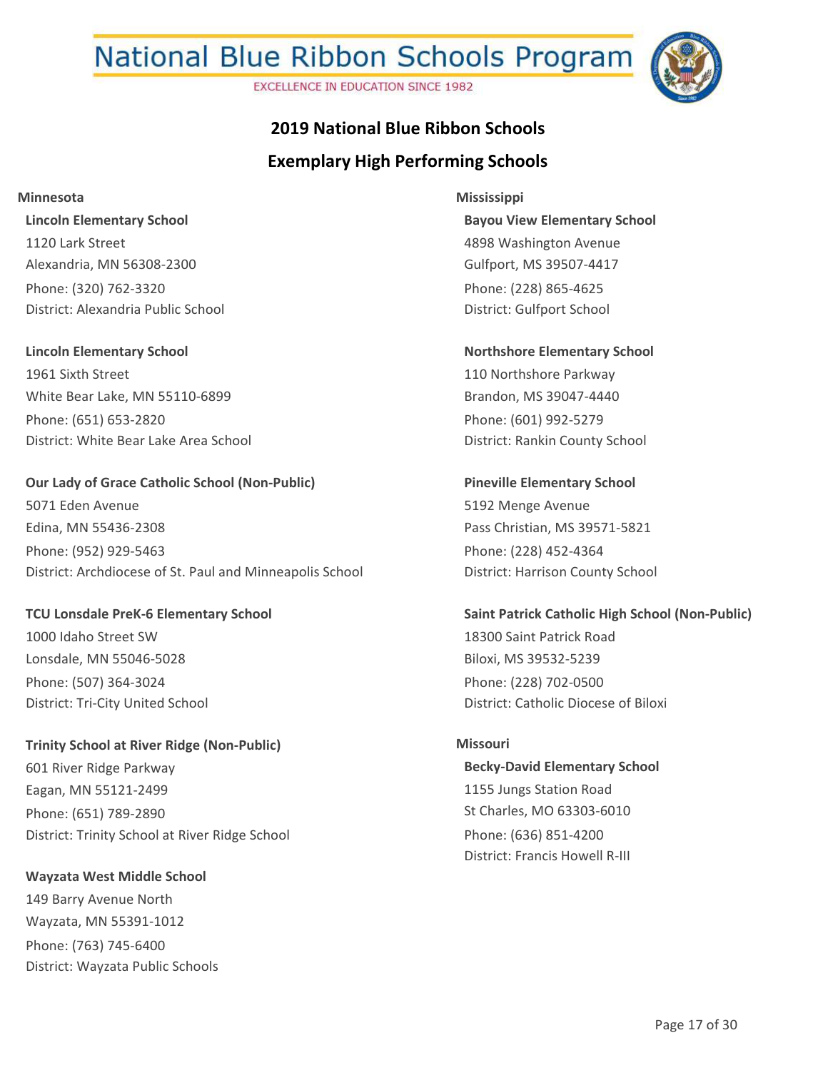# National Blue Ribbon Schools Program

EXCELLENCE IN EDUCATION SINCE 1982

## 2019 National Blue Ribbon Schools

## Exemplary High Performing Schools

### Minnesota

**Lincoln Elementary School**
1120 Lark Street
Alexandria, MN 56308-2300
Phone: (320) 762-3320
District: Alexandria Public School

**Lincoln Elementary School**
1961 Sixth Street
White Bear Lake, MN 55110-6899
Phone: (651) 653-2820
District: White Bear Lake Area School

**Our Lady of Grace Catholic School (Non-Public)**
5071 Eden Avenue
Edina, MN 55436-2308
Phone: (952) 929-5463
District: Archdiocese of St. Paul and Minneapolis School

**TCU Lonsdale PreK-6 Elementary School**
1000 Idaho Street SW
Lonsdale, MN 55046-5028
Phone: (507) 364-3024
District: Tri-City United School

**Trinity School at River Ridge (Non-Public)**
601 River Ridge Parkway
Eagan, MN 55121-2499
Phone: (651) 789-2890
District: Trinity School at River Ridge School

**Wayzata West Middle School**
149 Barry Avenue North
Wayzata, MN 55391-1012
Phone: (763) 745-6400
District: Wayzata Public Schools

### Mississippi

**Bayou View Elementary School**
4898 Washington Avenue
Gulfport, MS 39507-4417
Phone: (228) 865-4625
District: Gulfport School

**Northshore Elementary School**
110 Northshore Parkway
Brandon, MS 39047-4440
Phone: (601) 992-5279
District: Rankin County School

**Pineville Elementary School**
5192 Menge Avenue
Pass Christian, MS 39571-5821
Phone: (228) 452-4364
District: Harrison County School

**Saint Patrick Catholic High School (Non-Public)**
18300 Saint Patrick Road
Biloxi, MS 39532-5239
Phone: (228) 702-0500
District: Catholic Diocese of Biloxi

### Missouri

**Becky-David Elementary School**
1155 Jungs Station Road
St Charles, MO 63303-6010
Phone: (636) 851-4200
District: Francis Howell R-III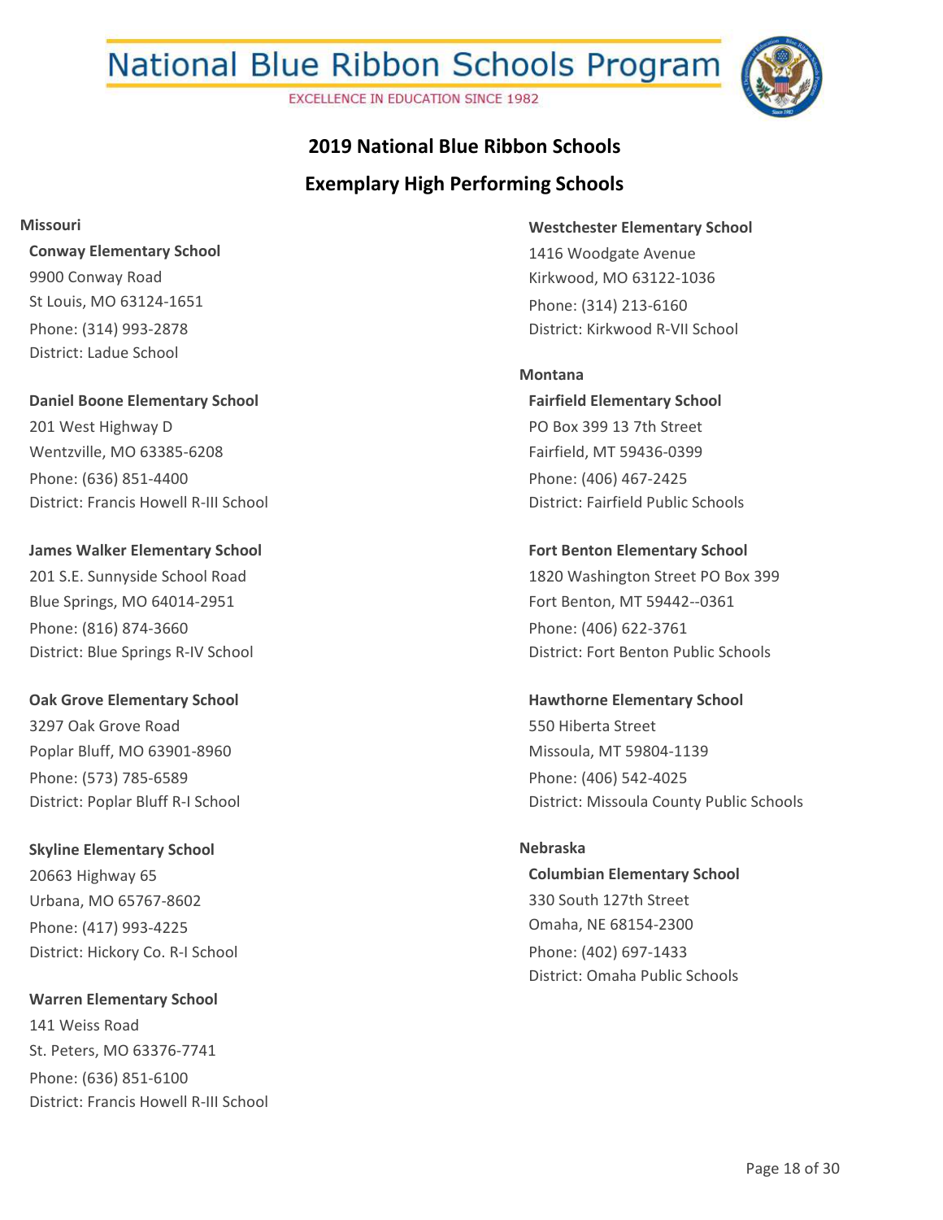# National Blue Ribbon Schools Program

EXCELLENCE IN EDUCATION SINCE 1982

## 2019 National Blue Ribbon Schools

## Exemplary High Performing Schools

### Missouri

**Conway Elementary School**
9900 Conway Road
St Louis, MO 63124-1651
Phone: (314) 993-2878
District: Ladue School

**Daniel Boone Elementary School**
201 West Highway D
Wentzville, MO 63385-6208
Phone: (636) 851-4400
District: Francis Howell R-III School

**James Walker Elementary School**
201 S.E. Sunnyside School Road
Blue Springs, MO 64014-2951
Phone: (816) 874-3660
District: Blue Springs R-IV School

**Oak Grove Elementary School**
3297 Oak Grove Road
Poplar Bluff, MO 63901-8960
Phone: (573) 785-6589
District: Poplar Bluff R-I School

**Skyline Elementary School**
20663 Highway 65
Urbana, MO 65767-8602
Phone: (417) 993-4225
District: Hickory Co. R-I School

**Warren Elementary School**
141 Weiss Road
St. Peters, MO 63376-7741
Phone: (636) 851-6100
District: Francis Howell R-III School

**Westchester Elementary School**
1416 Woodgate Avenue
Kirkwood, MO 63122-1036
Phone: (314) 213-6160
District: Kirkwood R-VII School

### Montana

**Fairfield Elementary School**
PO Box 399 13 7th Street
Fairfield, MT 59436-0399
Phone: (406) 467-2425
District: Fairfield Public Schools

**Fort Benton Elementary School**
1820 Washington Street PO Box 399
Fort Benton, MT 59442--0361
Phone: (406) 622-3761
District: Fort Benton Public Schools

**Hawthorne Elementary School**
550 Hiberta Street
Missoula, MT 59804-1139
Phone: (406) 542-4025
District: Missoula County Public Schools

### Nebraska

**Columbian Elementary School**
330 South 127th Street
Omaha, NE 68154-2300
Phone: (402) 697-1433
District: Omaha Public Schools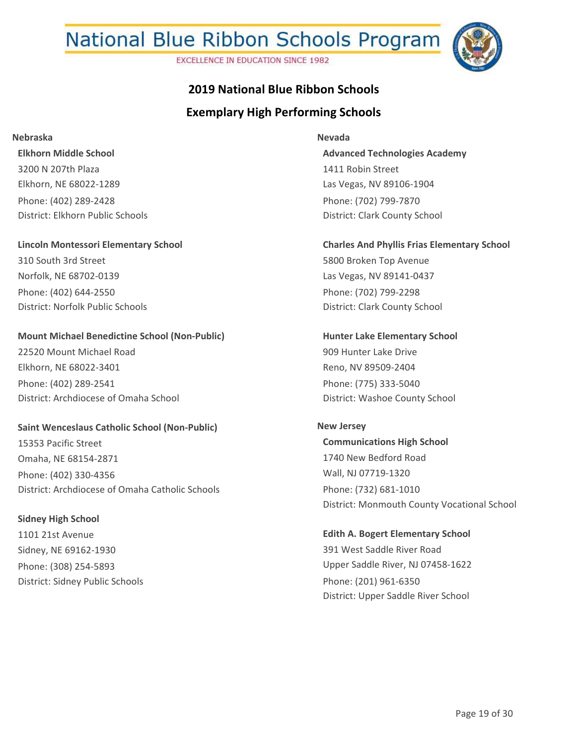# National Blue Ribbon Schools Program

EXCELLENCE IN EDUCATION SINCE 1982

## 2019 National Blue Ribbon Schools

## Exemplary High Performing Schools

### Nebraska

**Elkhorn Middle School**
3200 N 207th Plaza
Elkhorn, NE 68022-1289
Phone: (402) 289-2428
District: Elkhorn Public Schools

**Lincoln Montessori Elementary School**
310 South 3rd Street
Norfolk, NE 68702-0139
Phone: (402) 644-2550
District: Norfolk Public Schools

**Mount Michael Benedictine School (Non-Public)**
22520 Mount Michael Road
Elkhorn, NE 68022-3401
Phone: (402) 289-2541
District: Archdiocese of Omaha School

**Saint Wenceslaus Catholic School (Non-Public)**
15353 Pacific Street
Omaha, NE 68154-2871
Phone: (402) 330-4356
District: Archdiocese of Omaha Catholic Schools

**Sidney High School**
1101 21st Avenue
Sidney, NE 69162-1930
Phone: (308) 254-5893
District: Sidney Public Schools

### Nevada

**Advanced Technologies Academy**
1411 Robin Street
Las Vegas, NV 89106-1904
Phone: (702) 799-7870
District: Clark County School

**Charles And Phyllis Frias Elementary School**
5800 Broken Top Avenue
Las Vegas, NV 89141-0437
Phone: (702) 799-2298
District: Clark County School

**Hunter Lake Elementary School**
909 Hunter Lake Drive
Reno, NV 89509-2404
Phone: (775) 333-5040
District: Washoe County School

### New Jersey

**Communications High School**
1740 New Bedford Road
Wall, NJ 07719-1320
Phone: (732) 681-1010
District: Monmouth County Vocational School

**Edith A. Bogert Elementary School**
391 West Saddle River Road
Upper Saddle River, NJ 07458-1622
Phone: (201) 961-6350
District: Upper Saddle River School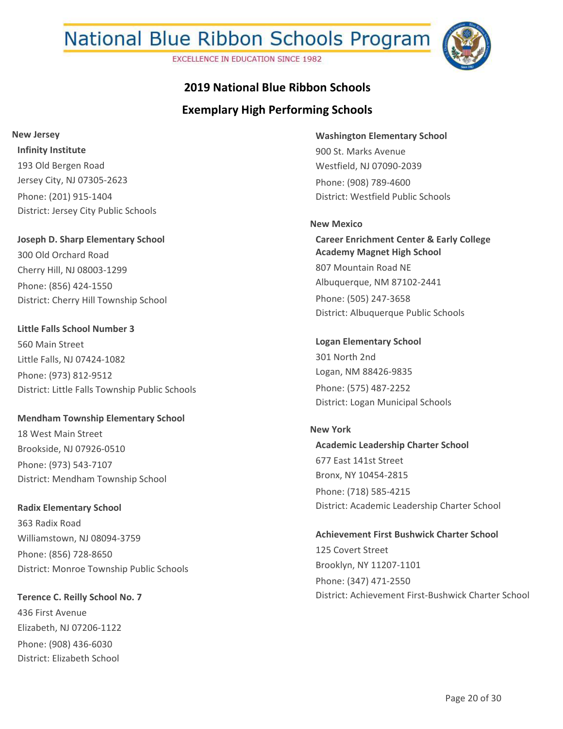# National Blue Ribbon Schools Program

EXCELLENCE IN EDUCATION SINCE 1982

## 2019 National Blue Ribbon Schools

## Exemplary High Performing Schools

### New Jersey

**Infinity Institute**
193 Old Bergen Road
Jersey City, NJ 07305-2623
Phone: (201) 915-1404
District: Jersey City Public Schools

**Joseph D. Sharp Elementary School**
300 Old Orchard Road
Cherry Hill, NJ 08003-1299
Phone: (856) 424-1550
District: Cherry Hill Township School

**Little Falls School Number 3**
560 Main Street
Little Falls, NJ 07424-1082
Phone: (973) 812-9512
District: Little Falls Township Public Schools

**Mendham Township Elementary School**
18 West Main Street
Brookside, NJ 07926-0510
Phone: (973) 543-7107
District: Mendham Township School

**Radix Elementary School**
363 Radix Road
Williamstown, NJ 08094-3759
Phone: (856) 728-8650
District: Monroe Township Public Schools

**Terence C. Reilly School No. 7**
436 First Avenue
Elizabeth, NJ 07206-1122
Phone: (908) 436-6030
District: Elizabeth School

**Washington Elementary School**
900 St. Marks Avenue
Westfield, NJ 07090-2039
Phone: (908) 789-4600
District: Westfield Public Schools

### New Mexico

**Career Enrichment Center & Early College Academy Magnet High School**
807 Mountain Road NE
Albuquerque, NM 87102-2441
Phone: (505) 247-3658
District: Albuquerque Public Schools

**Logan Elementary School**
301 North 2nd
Logan, NM 88426-9835
Phone: (575) 487-2252
District: Logan Municipal Schools

### New York

**Academic Leadership Charter School**
677 East 141st Street
Bronx, NY 10454-2815
Phone: (718) 585-4215
District: Academic Leadership Charter School

**Achievement First Bushwick Charter School**
125 Covert Street
Brooklyn, NY 11207-1101
Phone: (347) 471-2550
District: Achievement First-Bushwick Charter School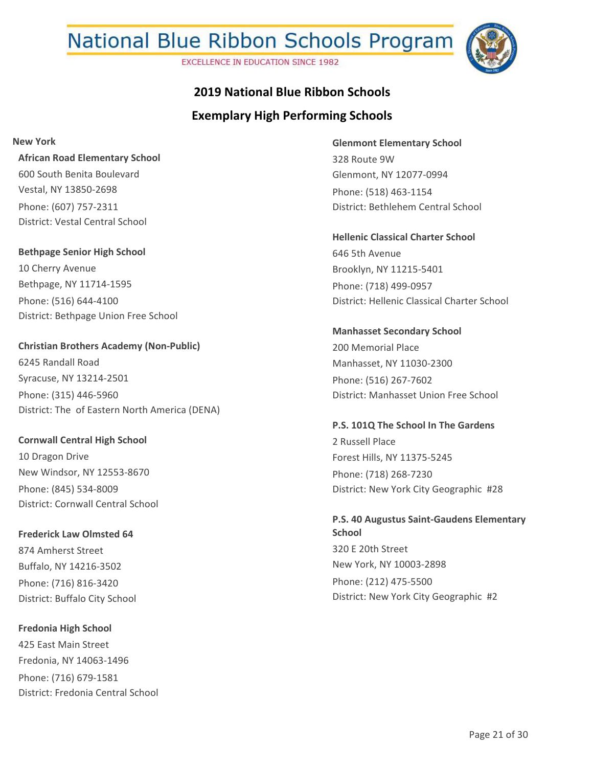# National Blue Ribbon Schools Program

EXCELLENCE IN EDUCATION SINCE 1982

## 2019 National Blue Ribbon Schools

## Exemplary High Performing Schools

### New York

**African Road Elementary School**
600 South Benita Boulevard
Vestal, NY 13850-2698
Phone: (607) 757-2311
District: Vestal Central School

**Bethpage Senior High School**
10 Cherry Avenue
Bethpage, NY 11714-1595
Phone: (516) 644-4100
District: Bethpage Union Free School

**Christian Brothers Academy (Non-Public)**
6245 Randall Road
Syracuse, NY 13214-2501
Phone: (315) 446-5960
District: The of Eastern North America (DENA)

**Cornwall Central High School**
10 Dragon Drive
New Windsor, NY 12553-8670
Phone: (845) 534-8009
District: Cornwall Central School

**Frederick Law Olmsted 64**
874 Amherst Street
Buffalo, NY 14216-3502
Phone: (716) 816-3420
District: Buffalo City School

**Fredonia High School**
425 East Main Street
Fredonia, NY 14063-1496
Phone: (716) 679-1581
District: Fredonia Central School

**Glenmont Elementary School**
328 Route 9W
Glenmont, NY 12077-0994
Phone: (518) 463-1154
District: Bethlehem Central School

**Hellenic Classical Charter School**
646 5th Avenue
Brooklyn, NY 11215-5401
Phone: (718) 499-0957
District: Hellenic Classical Charter School

**Manhasset Secondary School**
200 Memorial Place
Manhasset, NY 11030-2300
Phone: (516) 267-7602
District: Manhasset Union Free School

**P.S. 101Q The School In The Gardens**
2 Russell Place
Forest Hills, NY 11375-5245
Phone: (718) 268-7230
District: New York City Geographic #28

**P.S. 40 Augustus Saint-Gaudens Elementary School**
320 E 20th Street
New York, NY 10003-2898
Phone: (212) 475-5500
District: New York City Geographic #2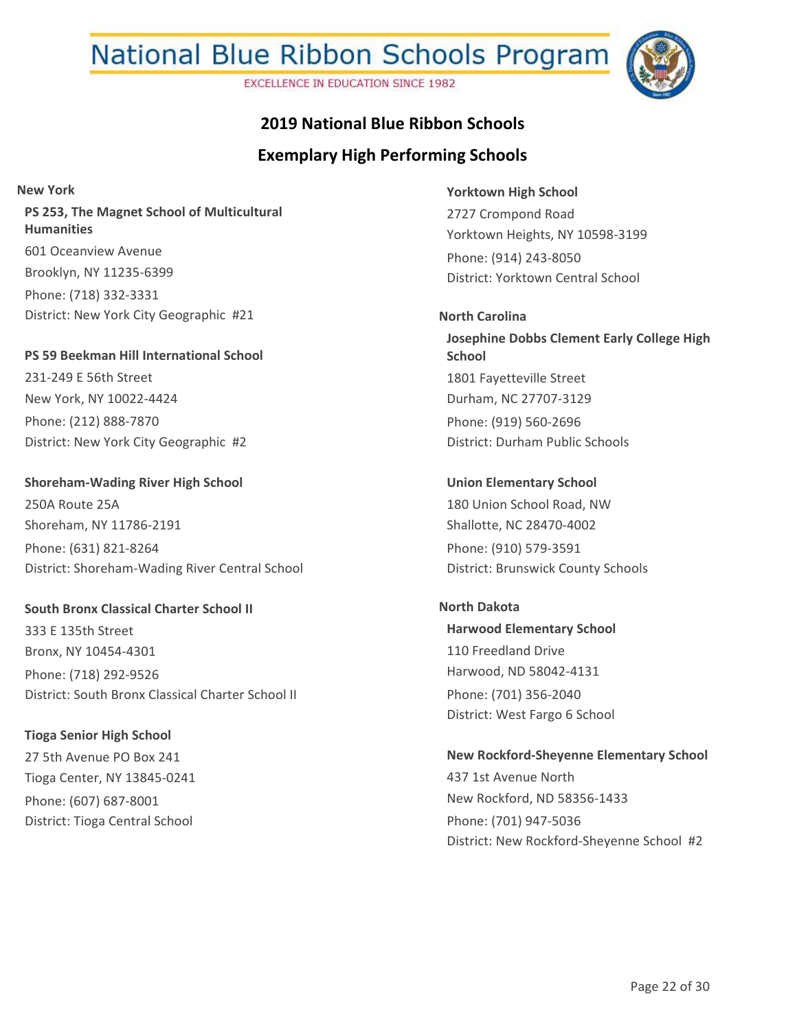# National Blue Ribbon Schools Program

EXCELLENCE IN EDUCATION SINCE 1982

## 2019 National Blue Ribbon Schools

## Exemplary High Performing Schools

### New York

**PS 253, The Magnet School of Multicultural Humanities**
601 Oceanview Avenue
Brooklyn, NY 11235-6399
Phone: (718) 332-3331
District: New York City Geographic #21

**PS 59 Beekman Hill International School**
231-249 E 56th Street
New York, NY 10022-4424
Phone: (212) 888-7870
District: New York City Geographic #2

**Shoreham-Wading River High School**
250A Route 25A
Shoreham, NY 11786-2191
Phone: (631) 821-8264
District: Shoreham-Wading River Central School

**South Bronx Classical Charter School II**
333 E 135th Street
Bronx, NY 10454-4301
Phone: (718) 292-9526
District: South Bronx Classical Charter School II

**Tioga Senior High School**
27 5th Avenue PO Box 241
Tioga Center, NY 13845-0241
Phone: (607) 687-8001
District: Tioga Central School

**Yorktown High School**
2727 Crompond Road
Yorktown Heights, NY 10598-3199
Phone: (914) 243-8050
District: Yorktown Central School

### North Carolina

**Josephine Dobbs Clement Early College High School**
1801 Fayetteville Street
Durham, NC 27707-3129
Phone: (919) 560-2696
District: Durham Public Schools

**Union Elementary School**
180 Union School Road, NW
Shallotte, NC 28470-4002
Phone: (910) 579-3591
District: Brunswick County Schools

### North Dakota

**Harwood Elementary School**
110 Freedland Drive
Harwood, ND 58042-4131
Phone: (701) 356-2040
District: West Fargo 6 School

**New Rockford-Sheyenne Elementary School**
437 1st Avenue North
New Rockford, ND 58356-1433
Phone: (701) 947-5036
District: New Rockford-Sheyenne School #2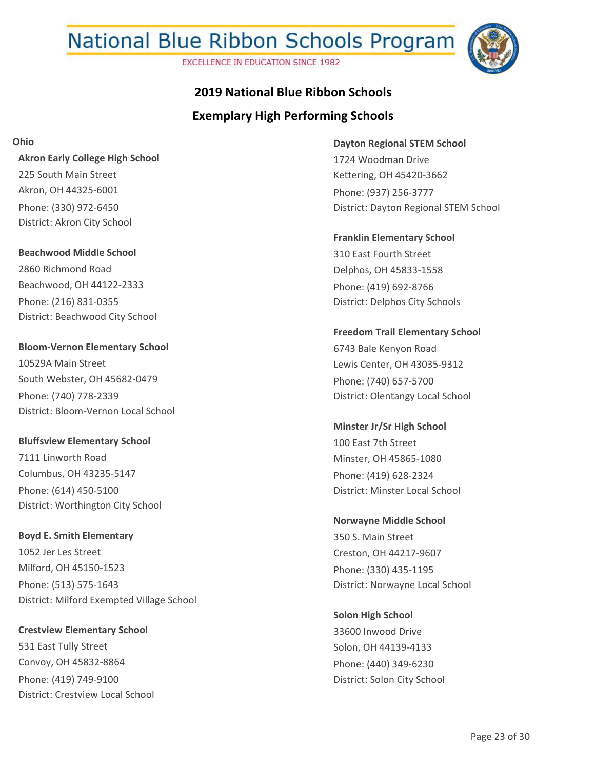# National Blue Ribbon Schools Program

EXCELLENCE IN EDUCATION SINCE 1982

## 2019 National Blue Ribbon Schools

## Exemplary High Performing Schools

### Ohio

**Akron Early College High School**
225 South Main Street
Akron, OH 44325-6001
Phone: (330) 972-6450
District: Akron City School

**Beachwood Middle School**
2860 Richmond Road
Beachwood, OH 44122-2333
Phone: (216) 831-0355
District: Beachwood City School

**Bloom-Vernon Elementary School**
10529A Main Street
South Webster, OH 45682-0479
Phone: (740) 778-2339
District: Bloom-Vernon Local School

**Bluffsview Elementary School**
7111 Linworth Road
Columbus, OH 43235-5147
Phone: (614) 450-5100
District: Worthington City School

**Boyd E. Smith Elementary**
1052 Jer Les Street
Milford, OH 45150-1523
Phone: (513) 575-1643
District: Milford Exempted Village School

**Crestview Elementary School**
531 East Tully Street
Convoy, OH 45832-8864
Phone: (419) 749-9100
District: Crestview Local School

**Dayton Regional STEM School**
1724 Woodman Drive
Kettering, OH 45420-3662
Phone: (937) 256-3777
District: Dayton Regional STEM School

**Franklin Elementary School**
310 East Fourth Street
Delphos, OH 45833-1558
Phone: (419) 692-8766
District: Delphos City Schools

**Freedom Trail Elementary School**
6743 Bale Kenyon Road
Lewis Center, OH 43035-9312
Phone: (740) 657-5700
District: Olentangy Local School

**Minster Jr/Sr High School**
100 East 7th Street
Minster, OH 45865-1080
Phone: (419) 628-2324
District: Minster Local School

**Norwayne Middle School**
350 S. Main Street
Creston, OH 44217-9607
Phone: (330) 435-1195
District: Norwayne Local School

**Solon High School**
33600 Inwood Drive
Solon, OH 44139-4133
Phone: (440) 349-6230
District: Solon City School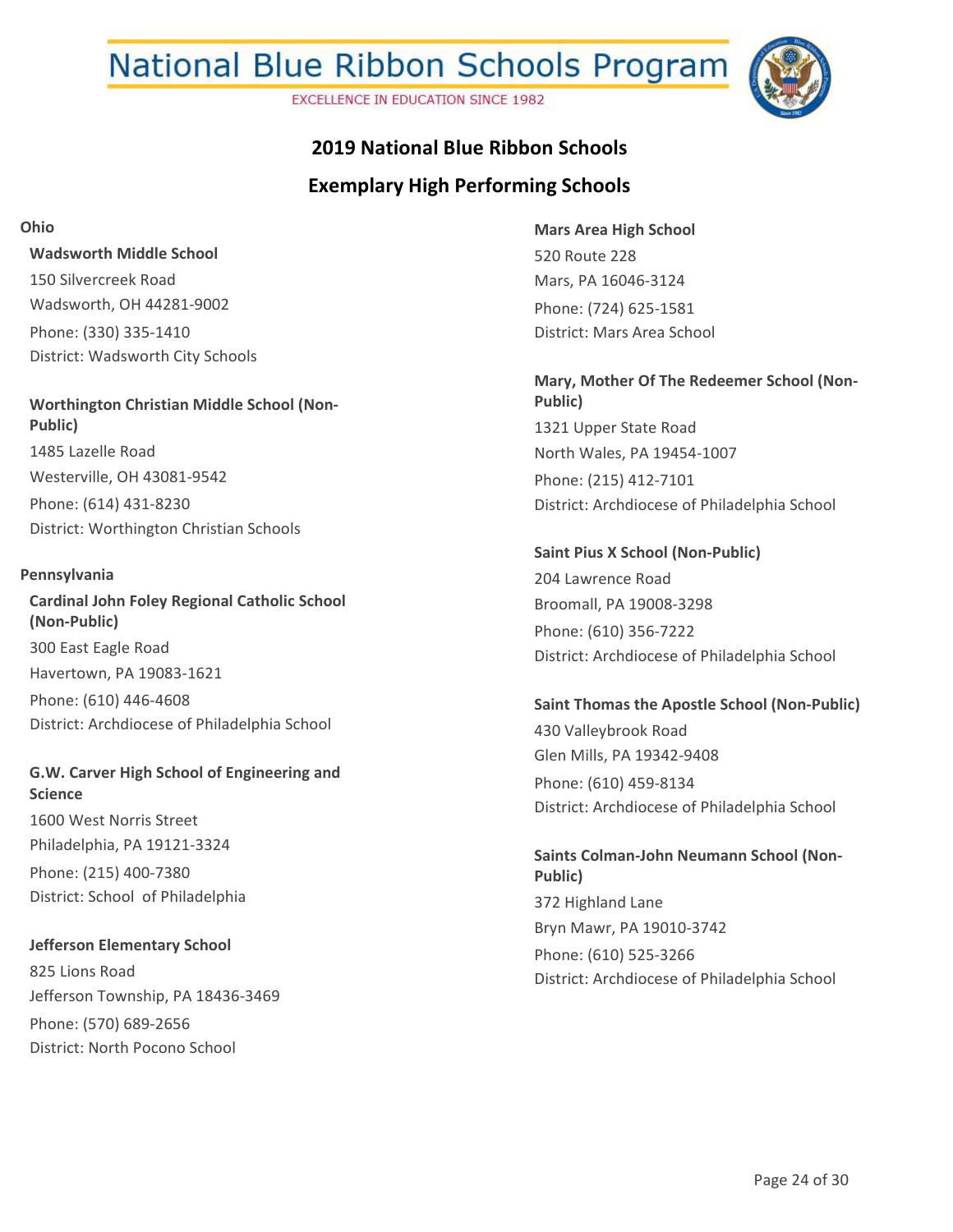# National Blue Ribbon Schools Program

EXCELLENCE IN EDUCATION SINCE 1982

## 2019 National Blue Ribbon Schools

## Exemplary High Performing Schools

### Ohio

**Wadsworth Middle School**
150 Silvercreek Road
Wadsworth, OH 44281-9002
Phone: (330) 335-1410
District: Wadsworth City Schools

**Worthington Christian Middle School (Non-Public)**
1485 Lazelle Road
Westerville, OH 43081-9542
Phone: (614) 431-8230
District: Worthington Christian Schools

### Pennsylvania

**Cardinal John Foley Regional Catholic School (Non-Public)**
300 East Eagle Road
Havertown, PA 19083-1621
Phone: (610) 446-4608
District: Archdiocese of Philadelphia School

**G.W. Carver High School of Engineering and Science**
1600 West Norris Street
Philadelphia, PA 19121-3324
Phone: (215) 400-7380
District: School of Philadelphia

**Jefferson Elementary School**
825 Lions Road
Jefferson Township, PA 18436-3469
Phone: (570) 689-2656
District: North Pocono School

**Mars Area High School**
520 Route 228
Mars, PA 16046-3124
Phone: (724) 625-1581
District: Mars Area School

**Mary, Mother Of The Redeemer School (Non-Public)**
1321 Upper State Road
North Wales, PA 19454-1007
Phone: (215) 412-7101
District: Archdiocese of Philadelphia School

**Saint Pius X School (Non-Public)**
204 Lawrence Road
Broomall, PA 19008-3298
Phone: (610) 356-7222
District: Archdiocese of Philadelphia School

**Saint Thomas the Apostle School (Non-Public)**
430 Valleybrook Road
Glen Mills, PA 19342-9408
Phone: (610) 459-8134
District: Archdiocese of Philadelphia School

**Saints Colman-John Neumann School (Non-Public)**
372 Highland Lane
Bryn Mawr, PA 19010-3742
Phone: (610) 525-3266
District: Archdiocese of Philadelphia School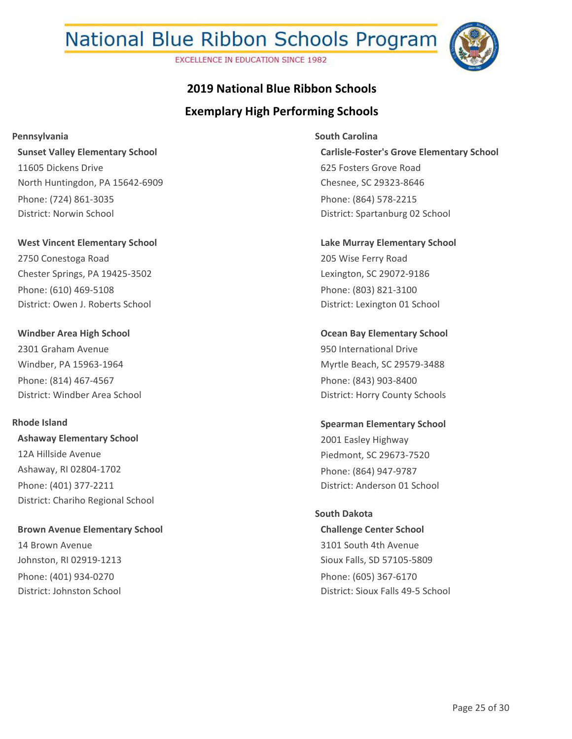# National Blue Ribbon Schools Program

EXCELLENCE IN EDUCATION SINCE 1982

## 2019 National Blue Ribbon Schools

## Exemplary High Performing Schools

### Pennsylvania

**Sunset Valley Elementary School**
11605 Dickens Drive
North Huntingdon, PA 15642-6909
Phone: (724) 861-3035
District: Norwin School

**West Vincent Elementary School**
2750 Conestoga Road
Chester Springs, PA 19425-3502
Phone: (610) 469-5108
District: Owen J. Roberts School

**Windber Area High School**
2301 Graham Avenue
Windber, PA 15963-1964
Phone: (814) 467-4567
District: Windber Area School

### Rhode Island

**Ashaway Elementary School**
12A Hillside Avenue
Ashaway, RI 02804-1702
Phone: (401) 377-2211
District: Chariho Regional School

**Brown Avenue Elementary School**
14 Brown Avenue
Johnston, RI 02919-1213
Phone: (401) 934-0270
District: Johnston School

### South Carolina

**Carlisle-Foster's Grove Elementary School**
625 Fosters Grove Road
Chesnee, SC 29323-8646
Phone: (864) 578-2215
District: Spartanburg 02 School

**Lake Murray Elementary School**
205 Wise Ferry Road
Lexington, SC 29072-9186
Phone: (803) 821-3100
District: Lexington 01 School

**Ocean Bay Elementary School**
950 International Drive
Myrtle Beach, SC 29579-3488
Phone: (843) 903-8400
District: Horry County Schools

**Spearman Elementary School**
2001 Easley Highway
Piedmont, SC 29673-7520
Phone: (864) 947-9787
District: Anderson 01 School

### South Dakota

**Challenge Center School**
3101 South 4th Avenue
Sioux Falls, SD 57105-5809
Phone: (605) 367-6170
District: Sioux Falls 49-5 School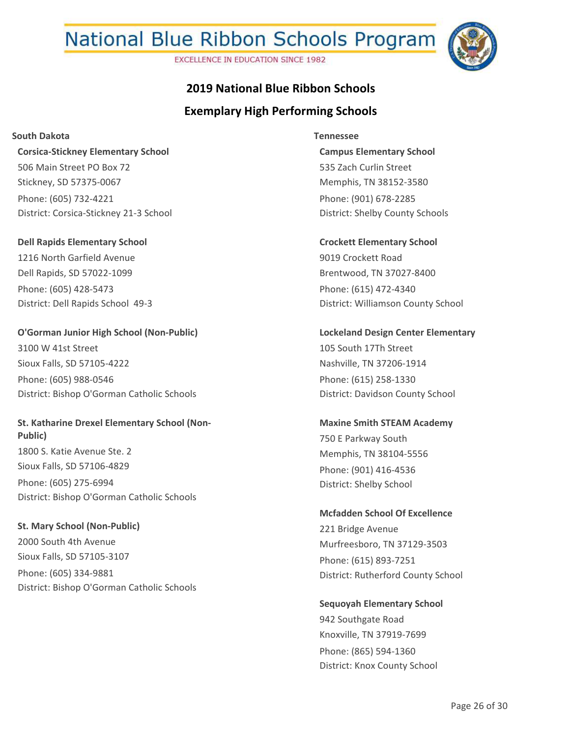# National Blue Ribbon Schools Program

EXCELLENCE IN EDUCATION SINCE 1982

## 2019 National Blue Ribbon Schools

## Exemplary High Performing Schools

### South Dakota

**Corsica-Stickney Elementary School**
506 Main Street PO Box 72
Stickney, SD 57375-0067
Phone: (605) 732-4221
District: Corsica-Stickney 21-3 School

**Dell Rapids Elementary School**
1216 North Garfield Avenue
Dell Rapids, SD 57022-1099
Phone: (605) 428-5473
District: Dell Rapids School 49-3

**O'Gorman Junior High School (Non-Public)**
3100 W 41st Street
Sioux Falls, SD 57105-4222
Phone: (605) 988-0546
District: Bishop O'Gorman Catholic Schools

**St. Katharine Drexel Elementary School (Non-Public)**
1800 S. Katie Avenue Ste. 2
Sioux Falls, SD 57106-4829
Phone: (605) 275-6994
District: Bishop O'Gorman Catholic Schools

**St. Mary School (Non-Public)**
2000 South 4th Avenue
Sioux Falls, SD 57105-3107
Phone: (605) 334-9881
District: Bishop O'Gorman Catholic Schools

### Tennessee

**Campus Elementary School**
535 Zach Curlin Street
Memphis, TN 38152-3580
Phone: (901) 678-2285
District: Shelby County Schools

**Crockett Elementary School**
9019 Crockett Road
Brentwood, TN 37027-8400
Phone: (615) 472-4340
District: Williamson County School

**Lockeland Design Center Elementary**
105 South 17Th Street
Nashville, TN 37206-1914
Phone: (615) 258-1330
District: Davidson County School

**Maxine Smith STEAM Academy**
750 E Parkway South
Memphis, TN 38104-5556
Phone: (901) 416-4536
District: Shelby School

**Mcfadden School Of Excellence**
221 Bridge Avenue
Murfreesboro, TN 37129-3503
Phone: (615) 893-7251
District: Rutherford County School

**Sequoyah Elementary School**
942 Southgate Road
Knoxville, TN 37919-7699
Phone: (865) 594-1360
District: Knox County School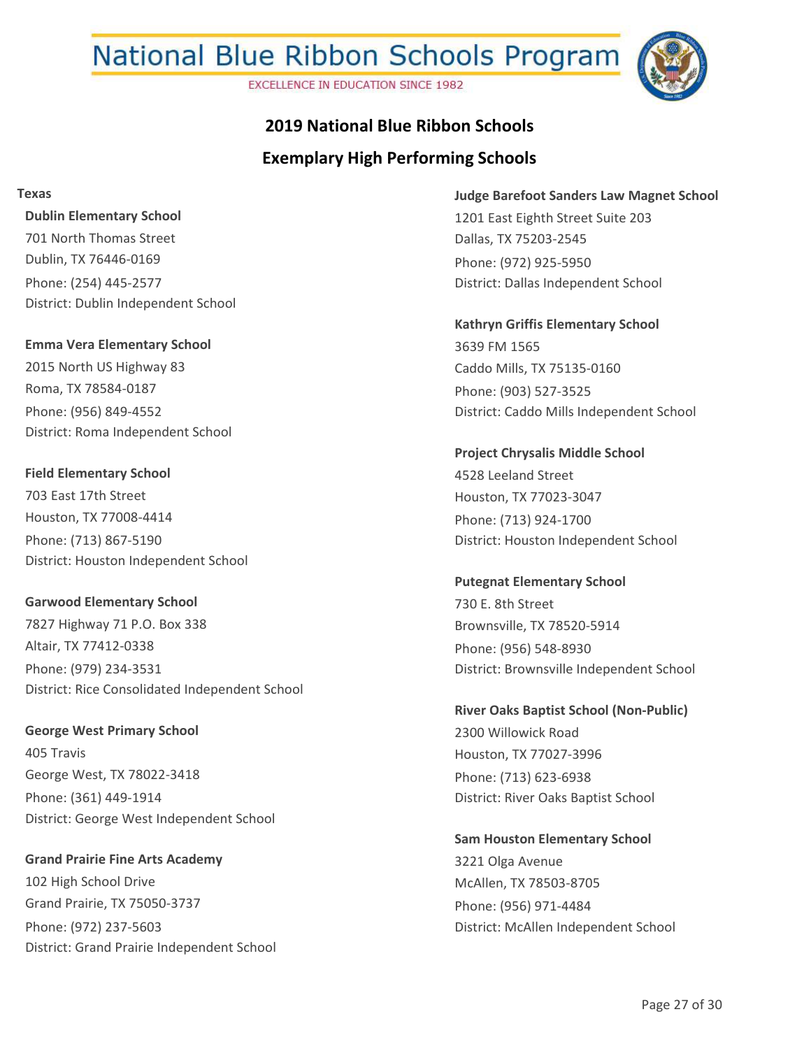# National Blue Ribbon Schools Program

EXCELLENCE IN EDUCATION SINCE 1982

## 2019 National Blue Ribbon Schools

## Exemplary High Performing Schools

**Texas**

**Dublin Elementary School**
701 North Thomas Street
Dublin, TX 76446-0169
Phone: (254) 445-2577
District: Dublin Independent School

**Emma Vera Elementary School**
2015 North US Highway 83
Roma, TX 78584-0187
Phone: (956) 849-4552
District: Roma Independent School

**Field Elementary School**
703 East 17th Street
Houston, TX 77008-4414
Phone: (713) 867-5190
District: Houston Independent School

**Garwood Elementary School**
7827 Highway 71 P.O. Box 338
Altair, TX 77412-0338
Phone: (979) 234-3531
District: Rice Consolidated Independent School

**George West Primary School**
405 Travis
George West, TX 78022-3418
Phone: (361) 449-1914
District: George West Independent School

**Grand Prairie Fine Arts Academy**
102 High School Drive
Grand Prairie, TX 75050-3737
Phone: (972) 237-5603
District: Grand Prairie Independent School

**Judge Barefoot Sanders Law Magnet School**
1201 East Eighth Street Suite 203
Dallas, TX 75203-2545
Phone: (972) 925-5950
District: Dallas Independent School

**Kathryn Griffis Elementary School**
3639 FM 1565
Caddo Mills, TX 75135-0160
Phone: (903) 527-3525
District: Caddo Mills Independent School

**Project Chrysalis Middle School**
4528 Leeland Street
Houston, TX 77023-3047
Phone: (713) 924-1700
District: Houston Independent School

**Putegnat Elementary School**
730 E. 8th Street
Brownsville, TX 78520-5914
Phone: (956) 548-8930
District: Brownsville Independent School

**River Oaks Baptist School (Non-Public)**
2300 Willowick Road
Houston, TX 77027-3996
Phone: (713) 623-6938
District: River Oaks Baptist School

**Sam Houston Elementary School**
3221 Olga Avenue
McAllen, TX 78503-8705
Phone: (956) 971-4484
District: McAllen Independent School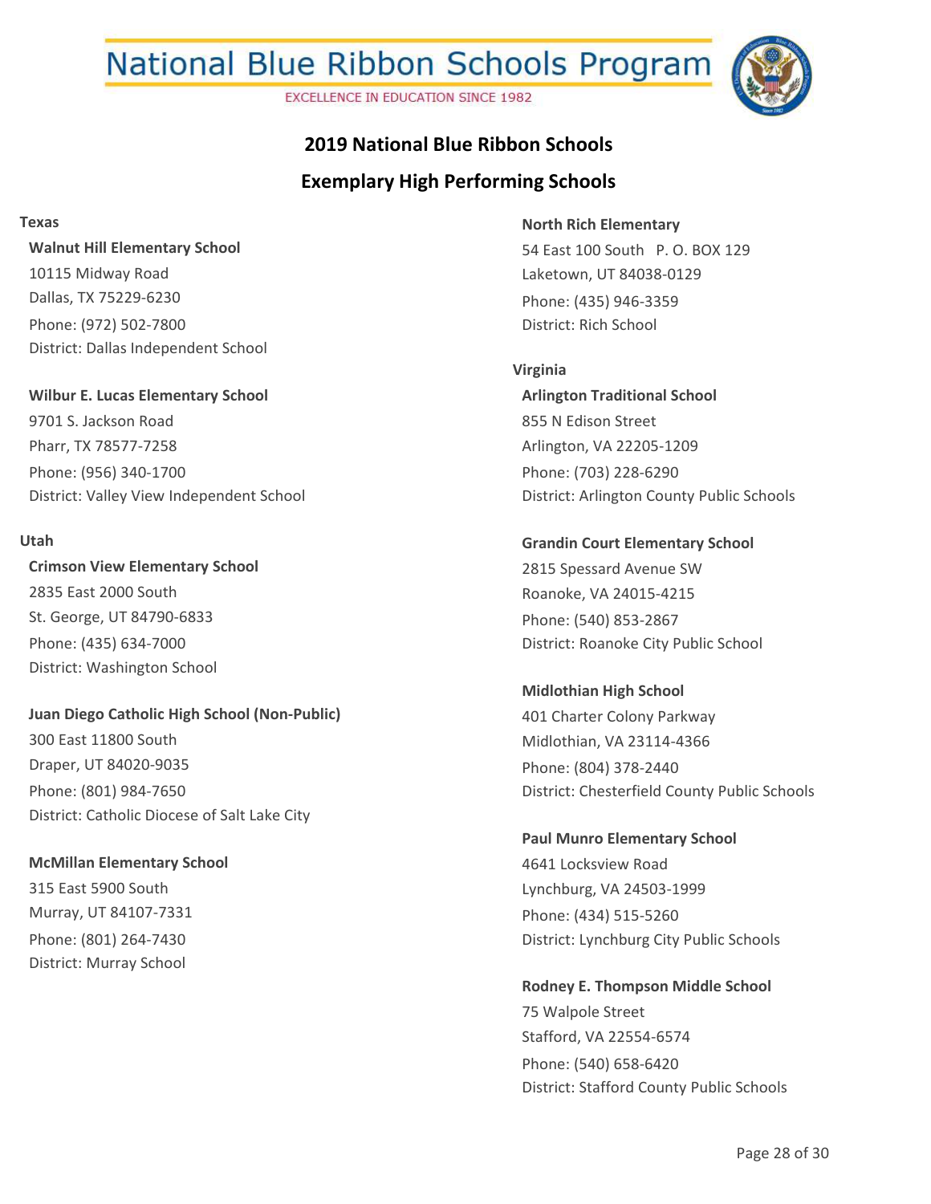# National Blue Ribbon Schools Program

EXCELLENCE IN EDUCATION SINCE 1982

## 2019 National Blue Ribbon Schools

## Exemplary High Performing Schools

### Texas

**Walnut Hill Elementary School**
10115 Midway Road
Dallas, TX 75229-6230
Phone: (972) 502-7800
District: Dallas Independent School

**Wilbur E. Lucas Elementary School**
9701 S. Jackson Road
Pharr, TX 78577-7258
Phone: (956) 340-1700
District: Valley View Independent School

### Utah

**Crimson View Elementary School**
2835 East 2000 South
St. George, UT 84790-6833
Phone: (435) 634-7000
District: Washington School

**Juan Diego Catholic High School (Non-Public)**
300 East 11800 South
Draper, UT 84020-9035
Phone: (801) 984-7650
District: Catholic Diocese of Salt Lake City

**McMillan Elementary School**
315 East 5900 South
Murray, UT 84107-7331
Phone: (801) 264-7430
District: Murray School

**North Rich Elementary**
54 East 100 South P. O. BOX 129
Laketown, UT 84038-0129
Phone: (435) 946-3359
District: Rich School

### Virginia

**Arlington Traditional School**
855 N Edison Street
Arlington, VA 22205-1209
Phone: (703) 228-6290
District: Arlington County Public Schools

**Grandin Court Elementary School**
2815 Spessard Avenue SW
Roanoke, VA 24015-4215
Phone: (540) 853-2867
District: Roanoke City Public School

**Midlothian High School**
401 Charter Colony Parkway
Midlothian, VA 23114-4366
Phone: (804) 378-2440
District: Chesterfield County Public Schools

**Paul Munro Elementary School**
4641 Locksview Road
Lynchburg, VA 24503-1999
Phone: (434) 515-5260
District: Lynchburg City Public Schools

**Rodney E. Thompson Middle School**
75 Walpole Street
Stafford, VA 22554-6574
Phone: (540) 658-6420
District: Stafford County Public Schools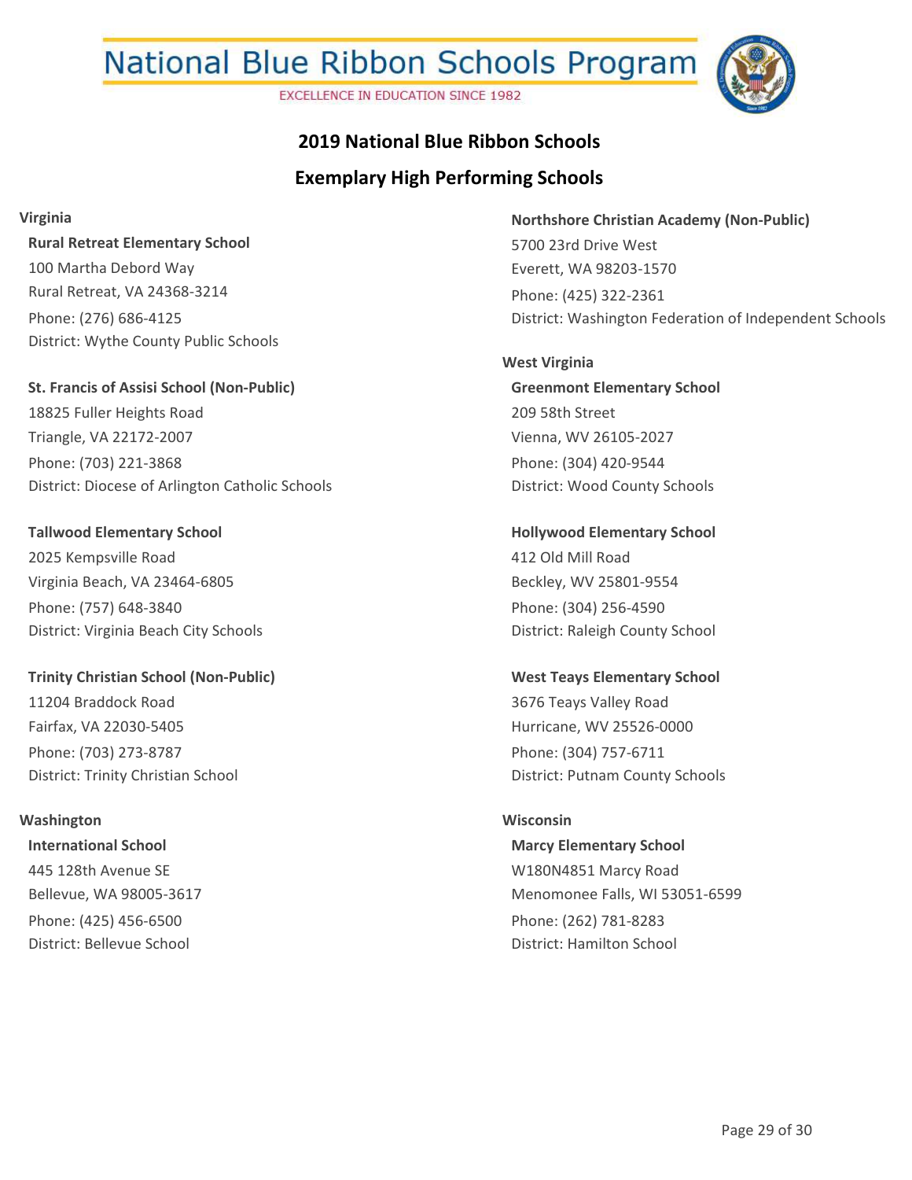National Blue Ribbon Schools Program

EXCELLENCE IN EDUCATION SINCE 1982

## 2019 National Blue Ribbon Schools

## Exemplary High Performing Schools

### Virginia

**Rural Retreat Elementary School**
100 Martha Debord Way
Rural Retreat, VA 24368-3214
Phone: (276) 686-4125
District: Wythe County Public Schools

**St. Francis of Assisi School (Non-Public)**
18825 Fuller Heights Road
Triangle, VA 22172-2007
Phone: (703) 221-3868
District: Diocese of Arlington Catholic Schools

**Tallwood Elementary School**
2025 Kempsville Road
Virginia Beach, VA 23464-6805
Phone: (757) 648-3840
District: Virginia Beach City Schools

**Trinity Christian School (Non-Public)**
11204 Braddock Road
Fairfax, VA 22030-5405
Phone: (703) 273-8787
District: Trinity Christian School

### Washington

**International School**
445 128th Avenue SE
Bellevue, WA 98005-3617
Phone: (425) 456-6500
District: Bellevue School

**Northshore Christian Academy (Non-Public)**
5700 23rd Drive West
Everett, WA 98203-1570
Phone: (425) 322-2361
District: Washington Federation of Independent Schools

### West Virginia

**Greenmont Elementary School**
209 58th Street
Vienna, WV 26105-2027
Phone: (304) 420-9544
District: Wood County Schools

**Hollywood Elementary School**
412 Old Mill Road
Beckley, WV 25801-9554
Phone: (304) 256-4590
District: Raleigh County School

**West Teays Elementary School**
3676 Teays Valley Road
Hurricane, WV 25526-0000
Phone: (304) 757-6711
District: Putnam County Schools

### Wisconsin

**Marcy Elementary School**
W180N4851 Marcy Road
Menomonee Falls, WI 53051-6599
Phone: (262) 781-8283
District: Hamilton School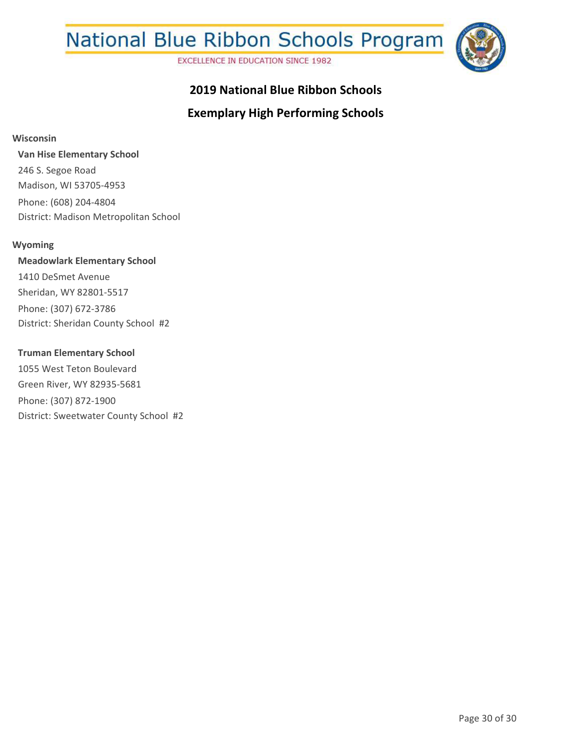# National Blue Ribbon Schools Program

EXCELLENCE IN EDUCATION SINCE 1982

## 2019 National Blue Ribbon Schools

## Exemplary High Performing Schools

**Wisconsin**

**Van Hise Elementary School**
246 S. Segoe Road
Madison, WI 53705-4953
Phone: (608) 204-4804
District: Madison Metropolitan School

**Wyoming**

**Meadowlark Elementary School**
1410 DeSmet Avenue
Sheridan, WY 82801-5517
Phone: (307) 672-3786
District: Sheridan County School #2

**Truman Elementary School**
1055 West Teton Boulevard
Green River, WY 82935-5681
Phone: (307) 872-1900
District: Sweetwater County School #2